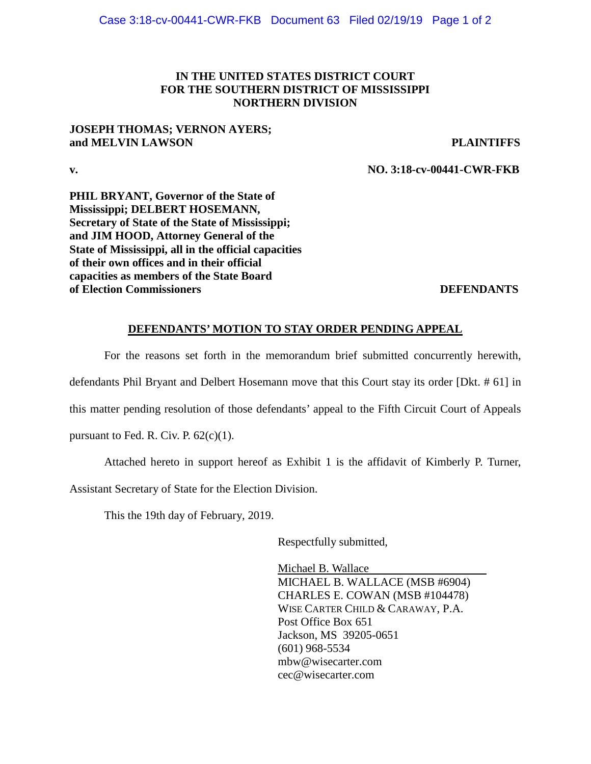**IN THE UNITED STATES DISTRICT COURT**
**FOR THE SOUTHERN DISTRICT OF MISSISSIPPI**
**NORTHERN DIVISION**

**JOSEPH THOMAS; VERNON AYERS; and MELVIN LAWSON** **PLAINTIFFS**

**v.** **NO. 3:18-cv-00441-CWR-FKB**

**PHIL BRYANT, Governor of the State of Mississippi; DELBERT HOSEMANN, Secretary of State of the State of Mississippi; and JIM HOOD, Attorney General of the State of Mississippi, all in the official capacities of their own offices and in their official capacities as members of the State Board of Election Commissioners** **DEFENDANTS**

**DEFENDANTS' MOTION TO STAY ORDER PENDING APPEAL**

For the reasons set forth in the memorandum brief submitted concurrently herewith, defendants Phil Bryant and Delbert Hosemann move that this Court stay its order [Dkt. # 61] in this matter pending resolution of those defendants' appeal to the Fifth Circuit Court of Appeals pursuant to Fed. R. Civ. P. 62(c)(1).

Attached hereto in support hereof as Exhibit 1 is the affidavit of Kimberly P. Turner, Assistant Secretary of State for the Election Division.

This the 19th day of February, 2019.

Respectfully submitted,

Michael B. Wallace
MICHAEL B. WALLACE (MSB #6904)
CHARLES E. COWAN (MSB #104478)
WISE CARTER CHILD & CARAWAY, P.A.
Post Office Box 651
Jackson, MS 39205-0651
(601) 968-5534
mbw@wisecarter.com
cec@wisecarter.com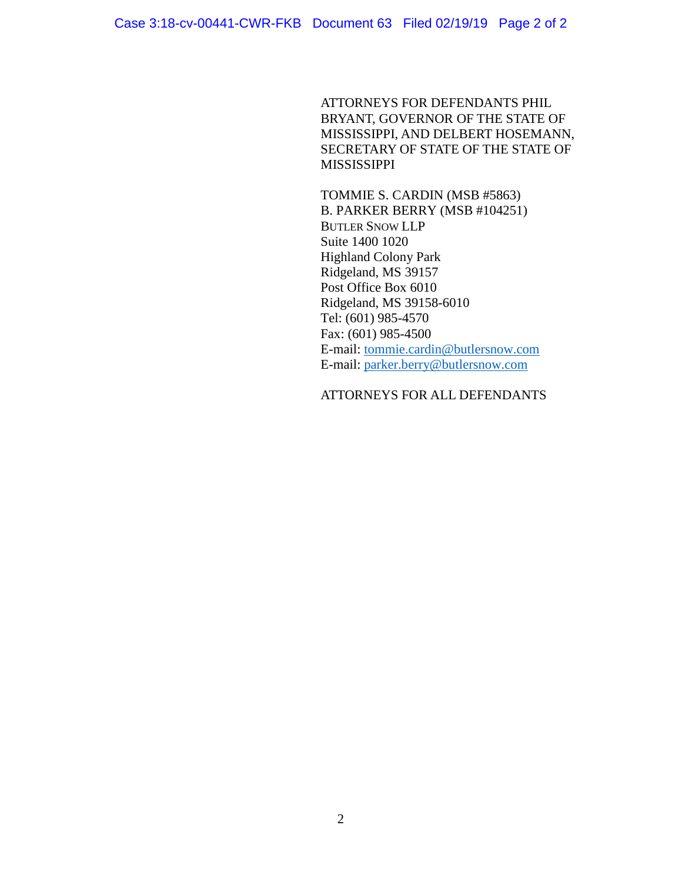ATTORNEYS FOR DEFENDANTS PHIL BRYANT, GOVERNOR OF THE STATE OF MISSISSIPPI, AND DELBERT HOSEMANN, SECRETARY OF STATE OF THE STATE OF MISSISSIPPI

TOMMIE S. CARDIN (MSB #5863)
B. PARKER BERRY (MSB #104251)
BUTLER SNOW LLP
Suite 1400 1020
Highland Colony Park
Ridgeland, MS 39157
Post Office Box 6010
Ridgeland, MS 39158-6010
Tel: (601) 985-4570
Fax: (601) 985-4500
E-mail: tommie.cardin@butlersnow.com
E-mail: parker.berry@butlersnow.com

ATTORNEYS FOR ALL DEFENDANTS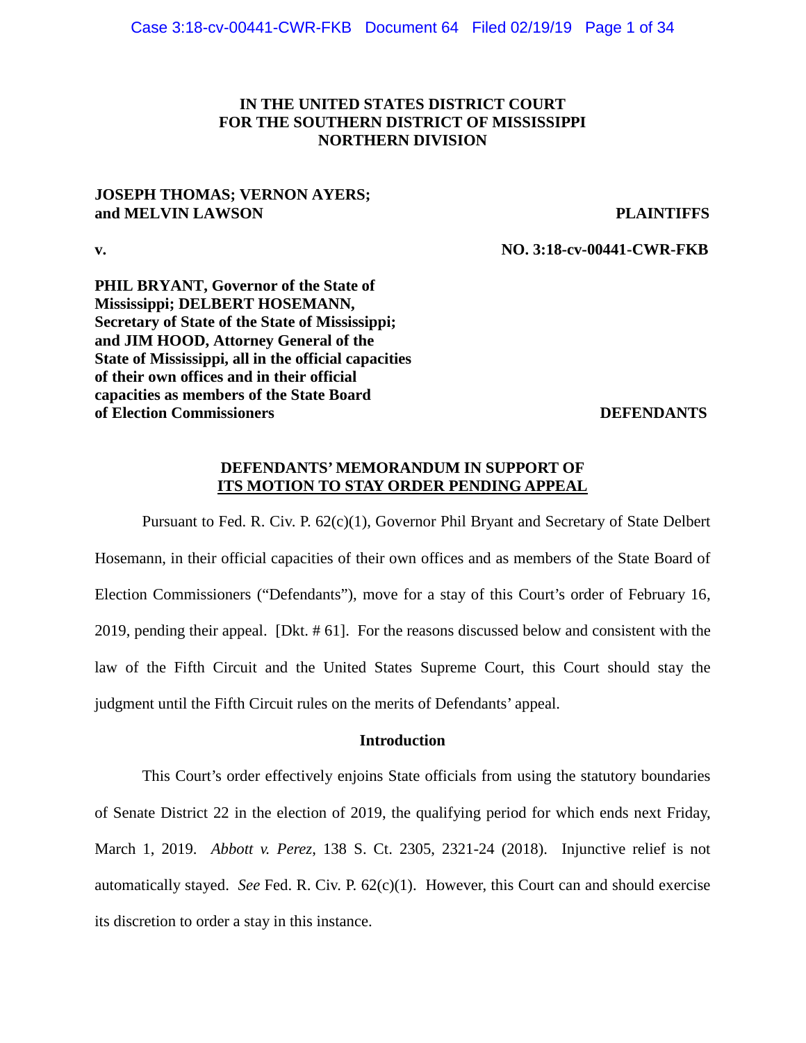# IN THE UNITED STATES DISTRICT COURT
# FOR THE SOUTHERN DISTRICT OF MISSISSIPPI
# NORTHERN DIVISION

**JOSEPH THOMAS; VERNON AYERS; and MELVIN LAWSON** **PLAINTIFFS**

**v.** **NO. 3:18-cv-00441-CWR-FKB**

**PHIL BRYANT, Governor of the State of Mississippi; DELBERT HOSEMANN, Secretary of State of the State of Mississippi; and JIM HOOD, Attorney General of the State of Mississippi, all in the official capacities of their own offices and in their official capacities as members of the State Board of Election Commissioners** **DEFENDANTS**

**DEFENDANTS' MEMORANDUM IN SUPPORT OF <u>ITS MOTION TO STAY ORDER PENDING APPEAL</u>**

Pursuant to Fed. R. Civ. P. 62(c)(1), Governor Phil Bryant and Secretary of State Delbert Hosemann, in their official capacities of their own offices and as members of the State Board of Election Commissioners ("Defendants"), move for a stay of this Court's order of February 16, 2019, pending their appeal. [Dkt. # 61]. For the reasons discussed below and consistent with the law of the Fifth Circuit and the United States Supreme Court, this Court should stay the judgment until the Fifth Circuit rules on the merits of Defendants' appeal.

**Introduction**

This Court's order effectively enjoins State officials from using the statutory boundaries of Senate District 22 in the election of 2019, the qualifying period for which ends next Friday, March 1, 2019. *Abbott v. Perez*, 138 S. Ct. 2305, 2321-24 (2018). Injunctive relief is not automatically stayed. *See* Fed. R. Civ. P. 62(c)(1). However, this Court can and should exercise its discretion to order a stay in this instance.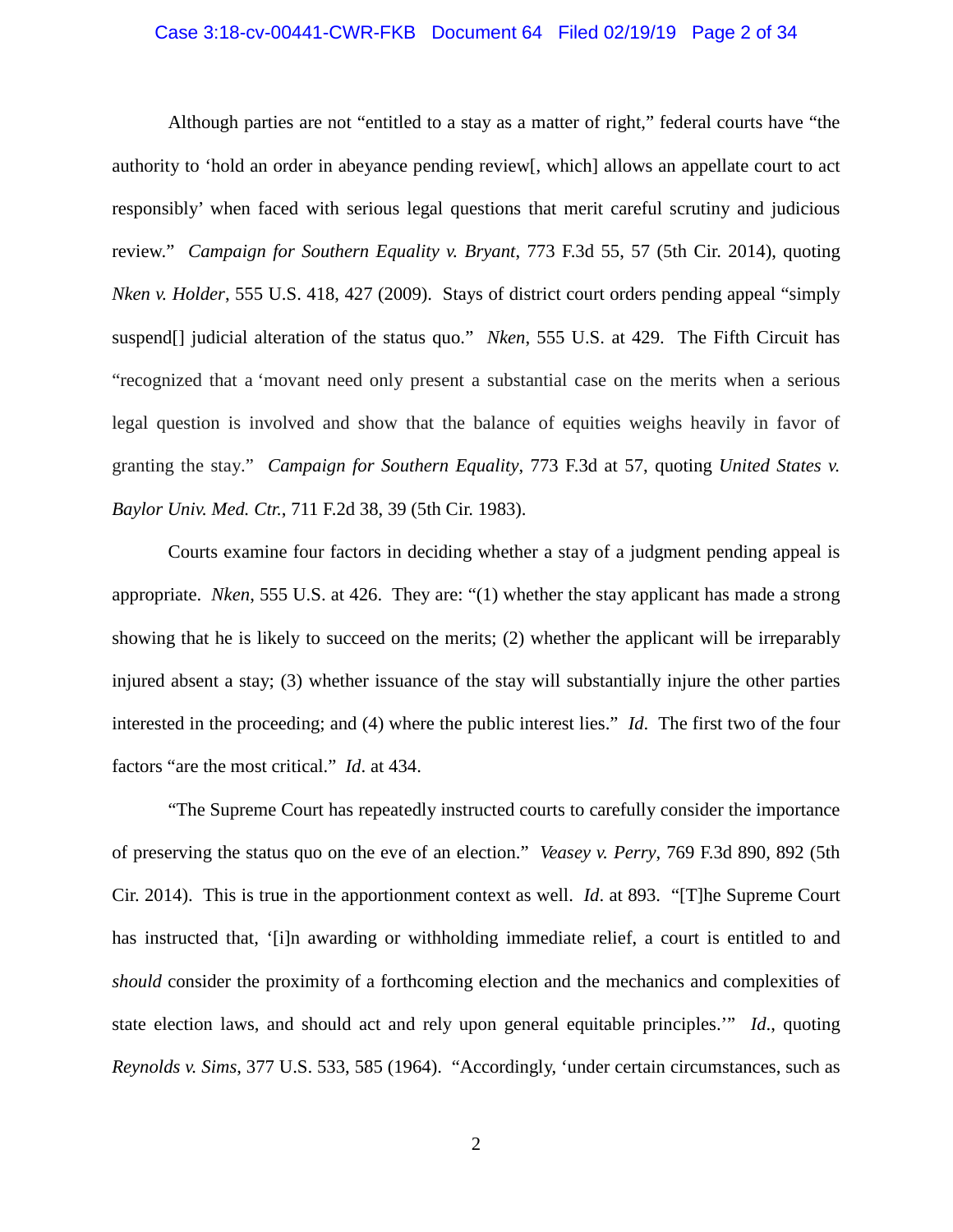Although parties are not "entitled to a stay as a matter of right," federal courts have "the authority to 'hold an order in abeyance pending review[, which] allows an appellate court to act responsibly' when faced with serious legal questions that merit careful scrutiny and judicious review." *Campaign for Southern Equality v. Bryant*, 773 F.3d 55, 57 (5th Cir. 2014), quoting *Nken v. Holder*, 555 U.S. 418, 427 (2009). Stays of district court orders pending appeal "simply suspend[] judicial alteration of the status quo." *Nken*, 555 U.S. at 429. The Fifth Circuit has "recognized that a 'movant need only present a substantial case on the merits when a serious legal question is involved and show that the balance of equities weighs heavily in favor of granting the stay." *Campaign for Southern Equality*, 773 F.3d at 57, quoting *United States v. Baylor Univ. Med. Ctr.*, 711 F.2d 38, 39 (5th Cir. 1983).

Courts examine four factors in deciding whether a stay of a judgment pending appeal is appropriate. *Nken*, 555 U.S. at 426. They are: "(1) whether the stay applicant has made a strong showing that he is likely to succeed on the merits; (2) whether the applicant will be irreparably injured absent a stay; (3) whether issuance of the stay will substantially injure the other parties interested in the proceeding; and (4) where the public interest lies." *Id*. The first two of the four factors "are the most critical." *Id*. at 434.

"The Supreme Court has repeatedly instructed courts to carefully consider the importance of preserving the status quo on the eve of an election." *Veasey v. Perry*, 769 F.3d 890, 892 (5th Cir. 2014). This is true in the apportionment context as well. *Id*. at 893. "[T]he Supreme Court has instructed that, '[i]n awarding or withholding immediate relief, a court is entitled to and *should* consider the proximity of a forthcoming election and the mechanics and complexities of state election laws, and should act and rely upon general equitable principles.'" *Id*., quoting *Reynolds v. Sims*, 377 U.S. 533, 585 (1964). "Accordingly, 'under certain circumstances, such as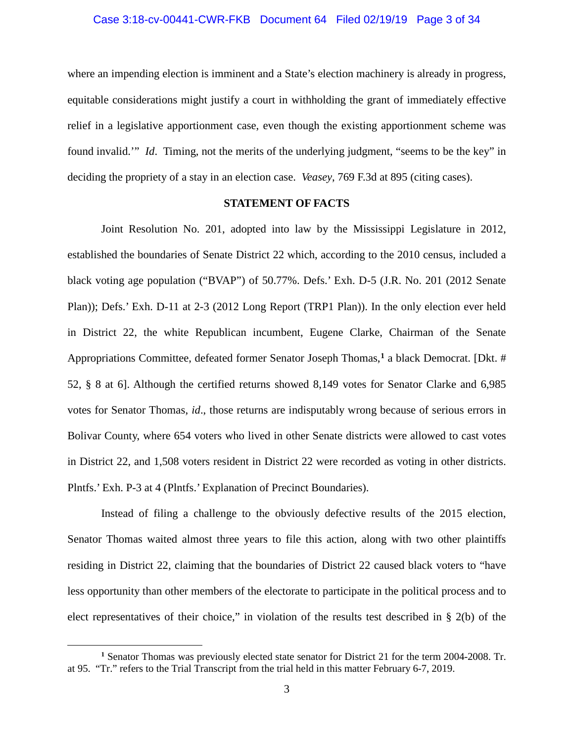where an impending election is imminent and a State's election machinery is already in progress, equitable considerations might justify a court in withholding the grant of immediately effective relief in a legislative apportionment case, even though the existing apportionment scheme was found invalid.'" *Id*. Timing, not the merits of the underlying judgment, "seems to be the key" in deciding the propriety of a stay in an election case. *Veasey*, 769 F.3d at 895 (citing cases).

**STATEMENT OF FACTS**

Joint Resolution No. 201, adopted into law by the Mississippi Legislature in 2012, established the boundaries of Senate District 22 which, according to the 2010 census, included a black voting age population ("BVAP") of 50.77%. Defs.' Exh. D-5 (J.R. No. 201 (2012 Senate Plan)); Defs.' Exh. D-11 at 2-3 (2012 Long Report (TRP1 Plan)). In the only election ever held in District 22, the white Republican incumbent, Eugene Clarke, Chairman of the Senate Appropriations Committee, defeated former Senator Joseph Thomas,[1] a black Democrat. [Dkt. # 52, § 8 at 6]. Although the certified returns showed 8,149 votes for Senator Clarke and 6,985 votes for Senator Thomas, *id*., those returns are indisputably wrong because of serious errors in Bolivar County, where 654 voters who lived in other Senate districts were allowed to cast votes in District 22, and 1,508 voters resident in District 22 were recorded as voting in other districts. Plntfs.' Exh. P-3 at 4 (Plntfs.' Explanation of Precinct Boundaries).

Instead of filing a challenge to the obviously defective results of the 2015 election, Senator Thomas waited almost three years to file this action, along with two other plaintiffs residing in District 22, claiming that the boundaries of District 22 caused black voters to "have less opportunity than other members of the electorate to participate in the political process and to elect representatives of their choice," in violation of the results test described in § 2(b) of the

[1] Senator Thomas was previously elected state senator for District 21 for the term 2004-2008. Tr. at 95. "Tr." refers to the Trial Transcript from the trial held in this matter February 6-7, 2019.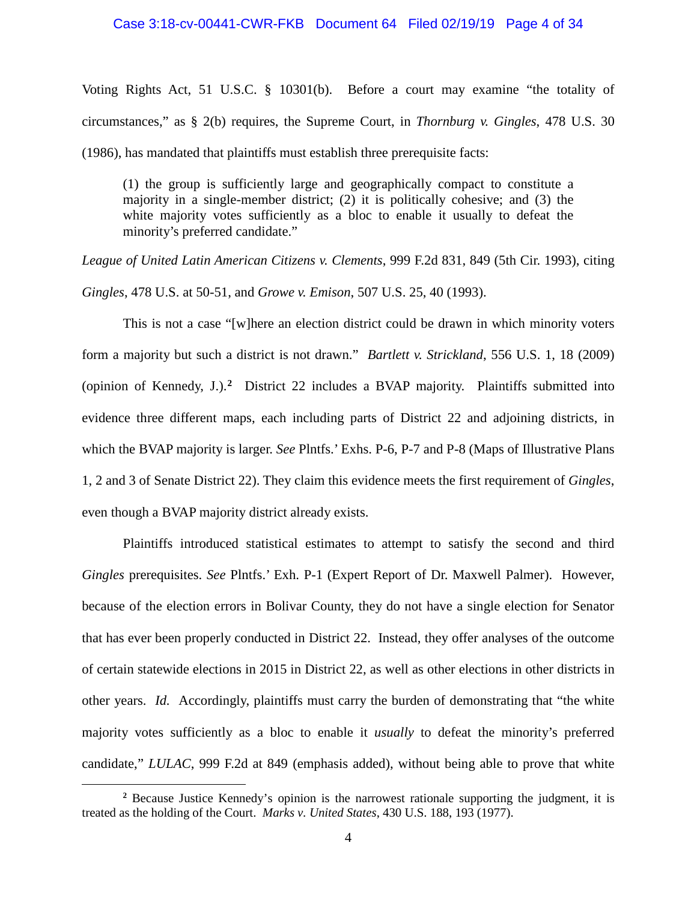Voting Rights Act, 51 U.S.C. § 10301(b). Before a court may examine "the totality of circumstances," as § 2(b) requires, the Supreme Court, in *Thornburg v. Gingles*, 478 U.S. 30 (1986), has mandated that plaintiffs must establish three prerequisite facts:

> (1) the group is sufficiently large and geographically compact to constitute a majority in a single-member district; (2) it is politically cohesive; and (3) the white majority votes sufficiently as a bloc to enable it usually to defeat the minority's preferred candidate."

*League of United Latin American Citizens v. Clements*, 999 F.2d 831, 849 (5th Cir. 1993), citing *Gingles*, 478 U.S. at 50-51, and *Growe v. Emison*, 507 U.S. 25, 40 (1993).

This is not a case "[w]here an election district could be drawn in which minority voters form a majority but such a district is not drawn." *Bartlett v. Strickland*, 556 U.S. 1, 18 (2009) (opinion of Kennedy, J.).[2] District 22 includes a BVAP majority. Plaintiffs submitted into evidence three different maps, each including parts of District 22 and adjoining districts, in which the BVAP majority is larger. *See* Plntfs.' Exhs. P-6, P-7 and P-8 (Maps of Illustrative Plans 1, 2 and 3 of Senate District 22). They claim this evidence meets the first requirement of *Gingles*, even though a BVAP majority district already exists.

Plaintiffs introduced statistical estimates to attempt to satisfy the second and third *Gingles* prerequisites. *See* Plntfs.' Exh. P-1 (Expert Report of Dr. Maxwell Palmer). However, because of the election errors in Bolivar County, they do not have a single election for Senator that has ever been properly conducted in District 22. Instead, they offer analyses of the outcome of certain statewide elections in 2015 in District 22, as well as other elections in other districts in other years. *Id.* Accordingly, plaintiffs must carry the burden of demonstrating that "the white majority votes sufficiently as a bloc to enable it *usually* to defeat the minority's preferred candidate," *LULAC*, 999 F.2d at 849 (emphasis added), without being able to prove that white

---

[2] Because Justice Kennedy's opinion is the narrowest rationale supporting the judgment, it is treated as the holding of the Court. *Marks v. United States*, 430 U.S. 188, 193 (1977).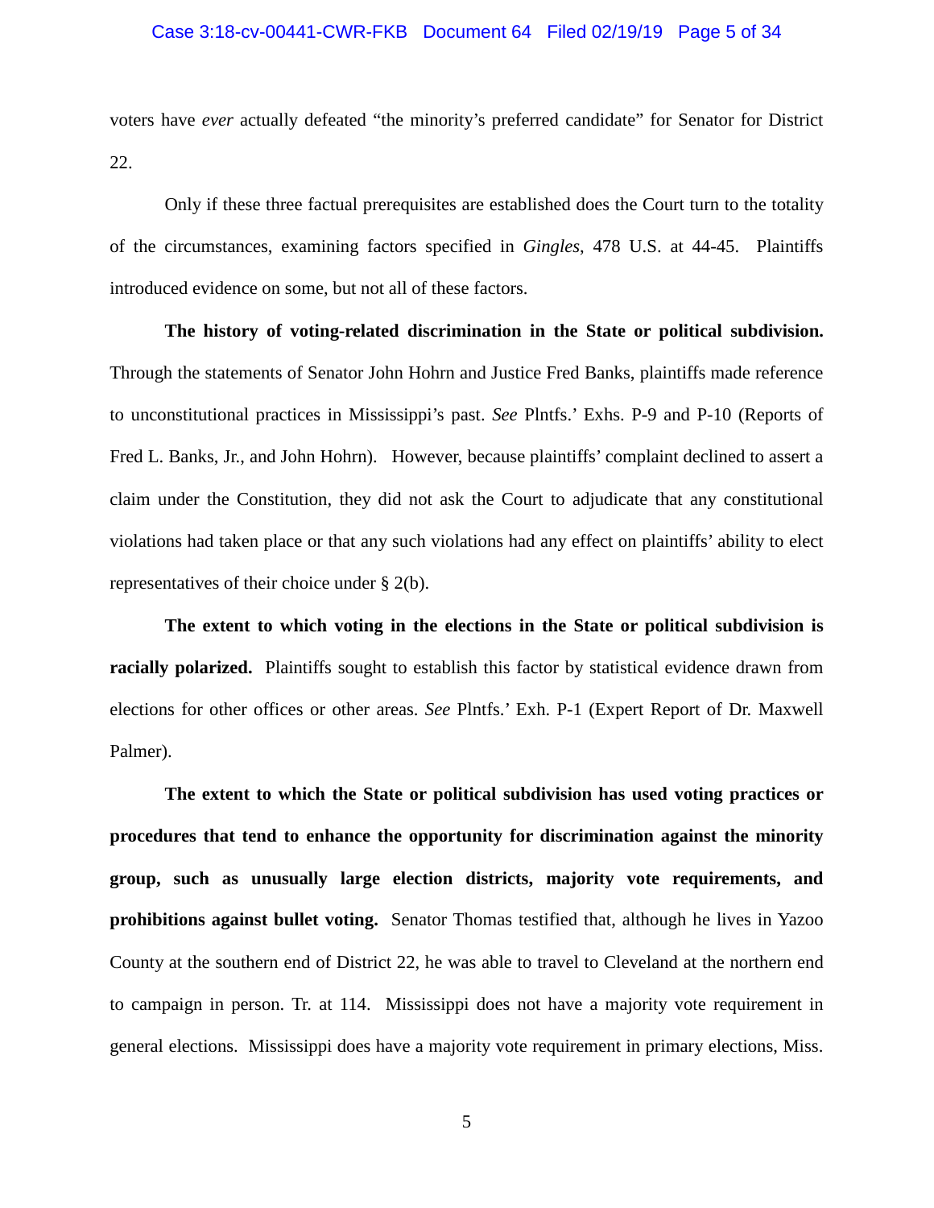voters have *ever* actually defeated "the minority's preferred candidate" for Senator for District 22.

Only if these three factual prerequisites are established does the Court turn to the totality of the circumstances, examining factors specified in *Gingles*, 478 U.S. at 44-45. Plaintiffs introduced evidence on some, but not all of these factors.

**The history of voting-related discrimination in the State or political subdivision.** Through the statements of Senator John Hohrn and Justice Fred Banks, plaintiffs made reference to unconstitutional practices in Mississippi's past. *See* Plntfs.' Exhs. P-9 and P-10 (Reports of Fred L. Banks, Jr., and John Hohrn). However, because plaintiffs' complaint declined to assert a claim under the Constitution, they did not ask the Court to adjudicate that any constitutional violations had taken place or that any such violations had any effect on plaintiffs' ability to elect representatives of their choice under § 2(b).

**The extent to which voting in the elections in the State or political subdivision is racially polarized.** Plaintiffs sought to establish this factor by statistical evidence drawn from elections for other offices or other areas. *See* Plntfs.' Exh. P-1 (Expert Report of Dr. Maxwell Palmer).

**The extent to which the State or political subdivision has used voting practices or procedures that tend to enhance the opportunity for discrimination against the minority group, such as unusually large election districts, majority vote requirements, and prohibitions against bullet voting.** Senator Thomas testified that, although he lives in Yazoo County at the southern end of District 22, he was able to travel to Cleveland at the northern end to campaign in person. Tr. at 114. Mississippi does not have a majority vote requirement in general elections. Mississippi does have a majority vote requirement in primary elections, Miss.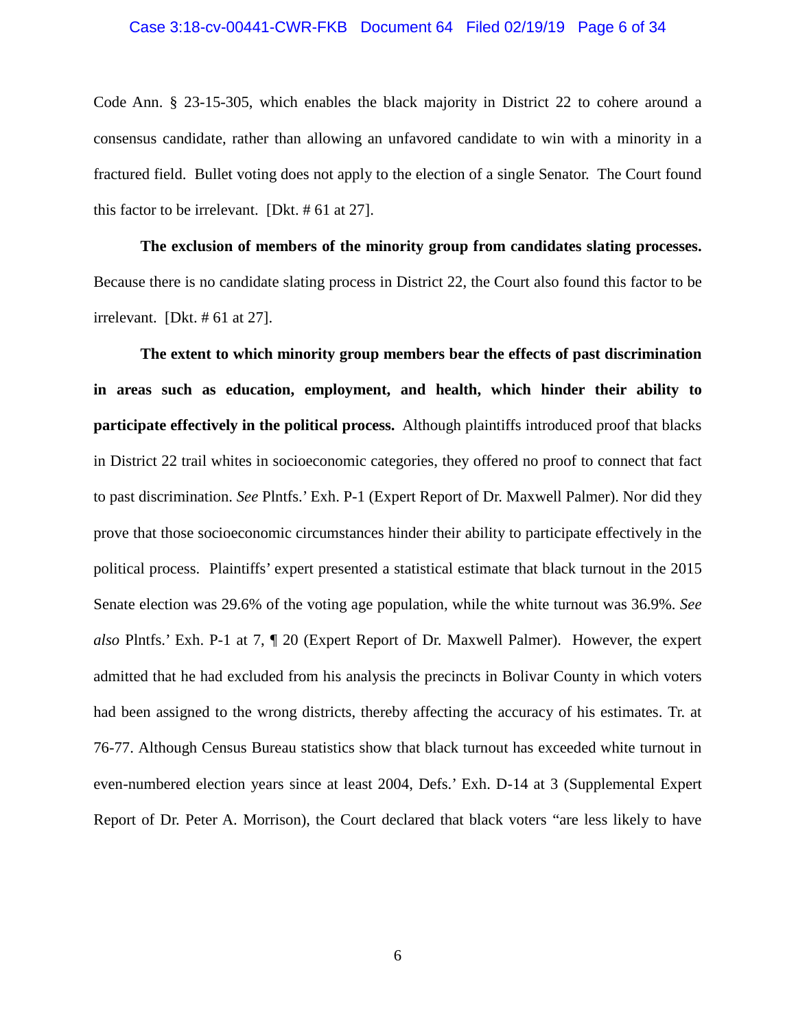Code Ann. § 23-15-305, which enables the black majority in District 22 to cohere around a consensus candidate, rather than allowing an unfavored candidate to win with a minority in a fractured field. Bullet voting does not apply to the election of a single Senator. The Court found this factor to be irrelevant. [Dkt. # 61 at 27].

**The exclusion of members of the minority group from candidates slating processes.** Because there is no candidate slating process in District 22, the Court also found this factor to be irrelevant. [Dkt. # 61 at 27].

**The extent to which minority group members bear the effects of past discrimination in areas such as education, employment, and health, which hinder their ability to participate effectively in the political process.** Although plaintiffs introduced proof that blacks in District 22 trail whites in socioeconomic categories, they offered no proof to connect that fact to past discrimination. *See* Plntfs.' Exh. P-1 (Expert Report of Dr. Maxwell Palmer). Nor did they prove that those socioeconomic circumstances hinder their ability to participate effectively in the political process. Plaintiffs' expert presented a statistical estimate that black turnout in the 2015 Senate election was 29.6% of the voting age population, while the white turnout was 36.9%. *See also* Plntfs.' Exh. P-1 at 7, ¶ 20 (Expert Report of Dr. Maxwell Palmer). However, the expert admitted that he had excluded from his analysis the precincts in Bolivar County in which voters had been assigned to the wrong districts, thereby affecting the accuracy of his estimates. Tr. at 76-77. Although Census Bureau statistics show that black turnout has exceeded white turnout in even-numbered election years since at least 2004, Defs.' Exh. D-14 at 3 (Supplemental Expert Report of Dr. Peter A. Morrison), the Court declared that black voters "are less likely to have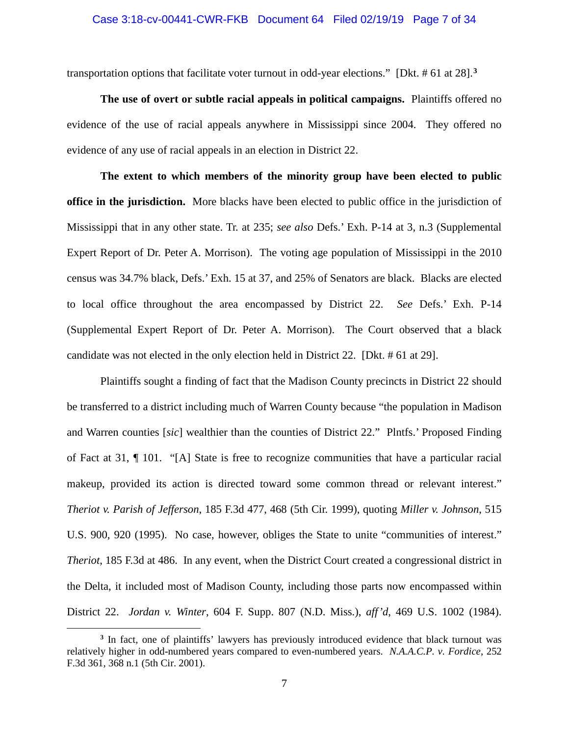transportation options that facilitate voter turnout in odd-year elections." [Dkt. # 61 at 28].[3]

**The use of overt or subtle racial appeals in political campaigns.** Plaintiffs offered no evidence of the use of racial appeals anywhere in Mississippi since 2004. They offered no evidence of any use of racial appeals in an election in District 22.

**The extent to which members of the minority group have been elected to public office in the jurisdiction.** More blacks have been elected to public office in the jurisdiction of Mississippi that in any other state. Tr. at 235; *see also* Defs.' Exh. P-14 at 3, n.3 (Supplemental Expert Report of Dr. Peter A. Morrison). The voting age population of Mississippi in the 2010 census was 34.7% black, Defs.' Exh. 15 at 37, and 25% of Senators are black. Blacks are elected to local office throughout the area encompassed by District 22. *See* Defs.' Exh. P-14 (Supplemental Expert Report of Dr. Peter A. Morrison). The Court observed that a black candidate was not elected in the only election held in District 22. [Dkt. # 61 at 29].

Plaintiffs sought a finding of fact that the Madison County precincts in District 22 should be transferred to a district including much of Warren County because "the population in Madison and Warren counties [*sic*] wealthier than the counties of District 22." Plntfs.' Proposed Finding of Fact at 31, ¶ 101. "[A] State is free to recognize communities that have a particular racial makeup, provided its action is directed toward some common thread or relevant interest." *Theriot v. Parish of Jefferson*, 185 F.3d 477, 468 (5th Cir. 1999), quoting *Miller v. Johnson*, 515 U.S. 900, 920 (1995). No case, however, obliges the State to unite "communities of interest." *Theriot*, 185 F.3d at 486. In any event, when the District Court created a congressional district in the Delta, it included most of Madison County, including those parts now encompassed within District 22. *Jordan v. Winter*, 604 F. Supp. 807 (N.D. Miss.), *aff'd*, 469 U.S. 1002 (1984).

[3] In fact, one of plaintiffs' lawyers has previously introduced evidence that black turnout was relatively higher in odd-numbered years compared to even-numbered years. *N.A.A.C.P. v. Fordice*, 252 F.3d 361, 368 n.1 (5th Cir. 2001).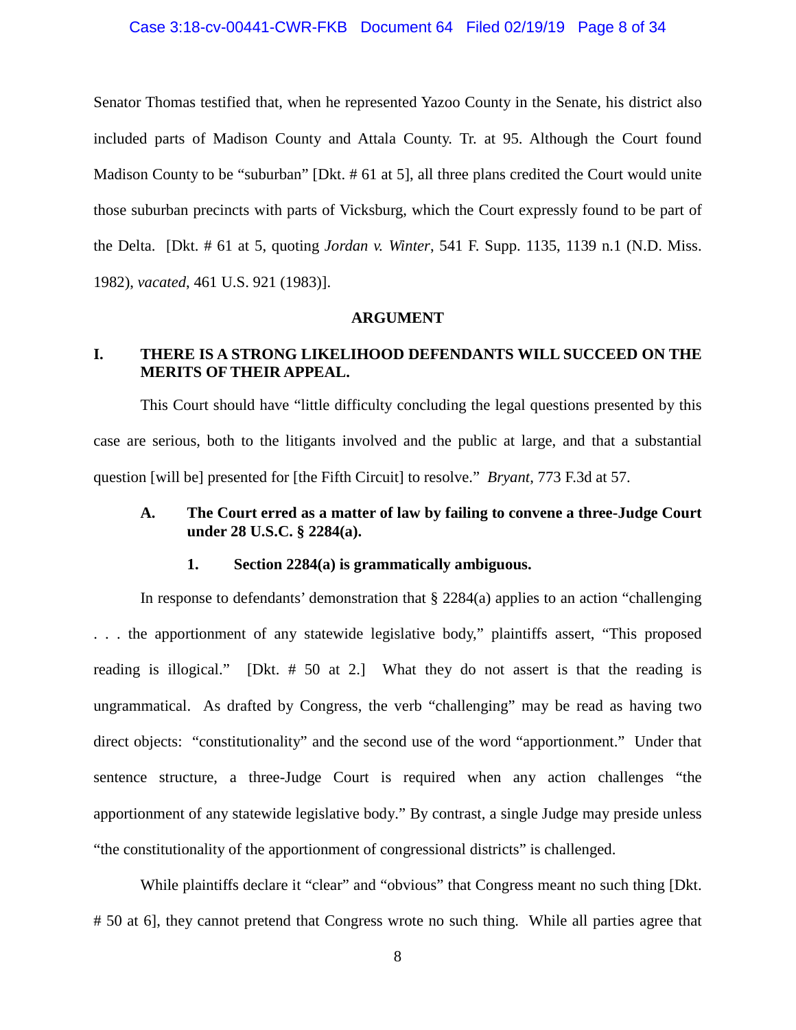Senator Thomas testified that, when he represented Yazoo County in the Senate, his district also included parts of Madison County and Attala County. Tr. at 95. Although the Court found Madison County to be "suburban" [Dkt. # 61 at 5], all three plans credited the Court would unite those suburban precincts with parts of Vicksburg, which the Court expressly found to be part of the Delta. [Dkt. # 61 at 5, quoting *Jordan v. Winter*, 541 F. Supp. 1135, 1139 n.1 (N.D. Miss. 1982), *vacated*, 461 U.S. 921 (1983)].

## ARGUMENT

### I. THERE IS A STRONG LIKELIHOOD DEFENDANTS WILL SUCCEED ON THE MERITS OF THEIR APPEAL.

This Court should have "little difficulty concluding the legal questions presented by this case are serious, both to the litigants involved and the public at large, and that a substantial question [will be] presented for [the Fifth Circuit] to resolve." *Bryant*, 773 F.3d at 57.

#### A. The Court erred as a matter of law by failing to convene a three-Judge Court under 28 U.S.C. § 2284(a).

##### 1. Section 2284(a) is grammatically ambiguous.

In response to defendants' demonstration that § 2284(a) applies to an action "challenging . . . the apportionment of any statewide legislative body," plaintiffs assert, "This proposed reading is illogical." [Dkt. # 50 at 2.] What they do not assert is that the reading is ungrammatical. As drafted by Congress, the verb "challenging" may be read as having two direct objects: "constitutionality" and the second use of the word "apportionment." Under that sentence structure, a three-Judge Court is required when any action challenges "the apportionment of any statewide legislative body." By contrast, a single Judge may preside unless "the constitutionality of the apportionment of congressional districts" is challenged.

While plaintiffs declare it "clear" and "obvious" that Congress meant no such thing [Dkt. # 50 at 6], they cannot pretend that Congress wrote no such thing. While all parties agree that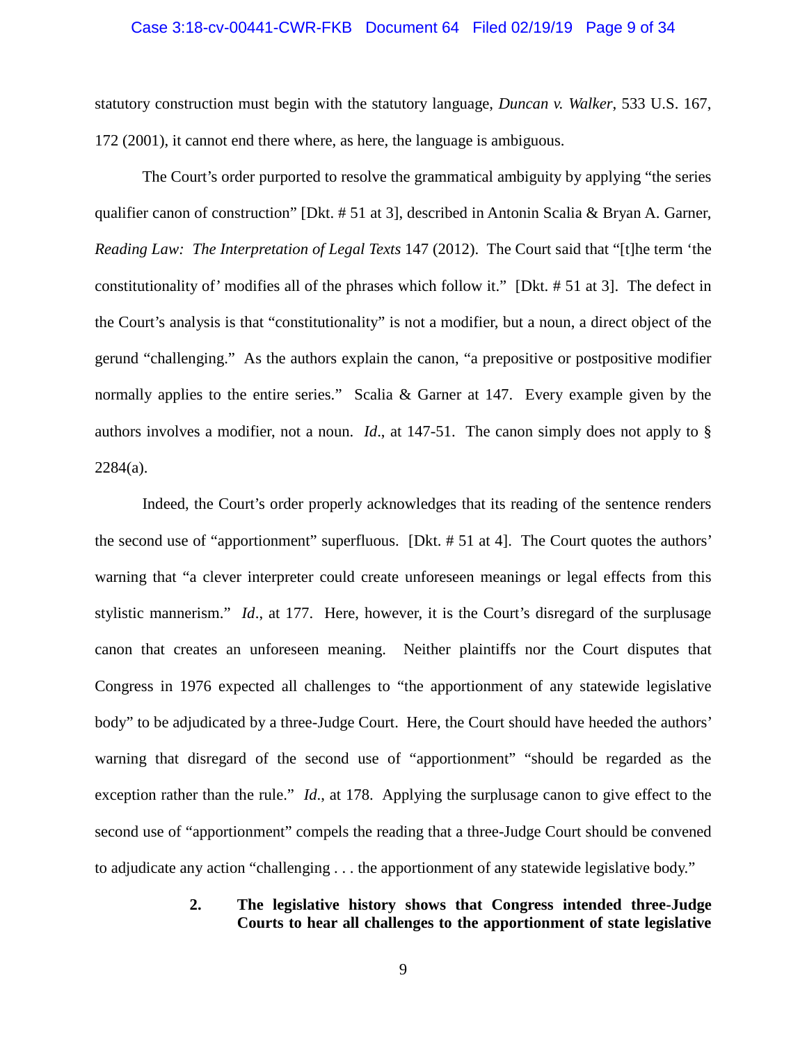statutory construction must begin with the statutory language, *Duncan v. Walker*, 533 U.S. 167, 172 (2001), it cannot end there where, as here, the language is ambiguous.

The Court's order purported to resolve the grammatical ambiguity by applying "the series qualifier canon of construction" [Dkt. # 51 at 3], described in Antonin Scalia & Bryan A. Garner, *Reading Law: The Interpretation of Legal Texts* 147 (2012). The Court said that "[t]he term 'the constitutionality of' modifies all of the phrases which follow it." [Dkt. # 51 at 3]. The defect in the Court's analysis is that "constitutionality" is not a modifier, but a noun, a direct object of the gerund "challenging." As the authors explain the canon, "a prepositive or postpositive modifier normally applies to the entire series." Scalia & Garner at 147. Every example given by the authors involves a modifier, not a noun. *Id*., at 147-51. The canon simply does not apply to § 2284(a).

Indeed, the Court's order properly acknowledges that its reading of the sentence renders the second use of "apportionment" superfluous. [Dkt. # 51 at 4]. The Court quotes the authors' warning that "a clever interpreter could create unforeseen meanings or legal effects from this stylistic mannerism." *Id*., at 177. Here, however, it is the Court's disregard of the surplusage canon that creates an unforeseen meaning. Neither plaintiffs nor the Court disputes that Congress in 1976 expected all challenges to "the apportionment of any statewide legislative body" to be adjudicated by a three-Judge Court. Here, the Court should have heeded the authors' warning that disregard of the second use of "apportionment" "should be regarded as the exception rather than the rule." *Id*., at 178. Applying the surplusage canon to give effect to the second use of "apportionment" compels the reading that a three-Judge Court should be convened to adjudicate any action "challenging . . . the apportionment of any statewide legislative body."

**2. The legislative history shows that Congress intended three-Judge Courts to hear all challenges to the apportionment of state legislative**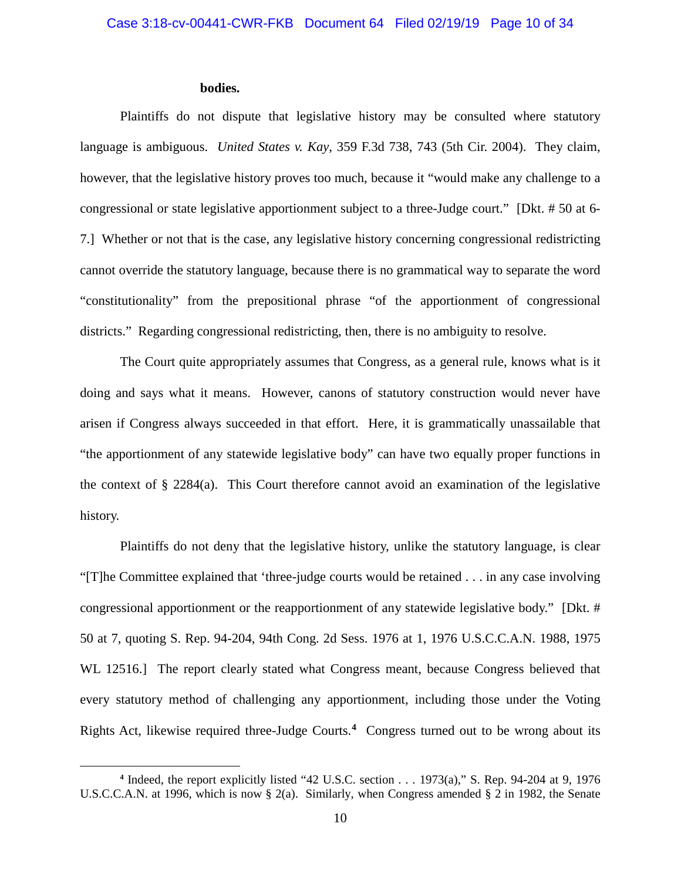**bodies.**

Plaintiffs do not dispute that legislative history may be consulted where statutory language is ambiguous. *United States v. Kay*, 359 F.3d 738, 743 (5th Cir. 2004). They claim, however, that the legislative history proves too much, because it "would make any challenge to a congressional or state legislative apportionment subject to a three-Judge court." [Dkt. # 50 at 6-7.] Whether or not that is the case, any legislative history concerning congressional redistricting cannot override the statutory language, because there is no grammatical way to separate the word "constitutionality" from the prepositional phrase "of the apportionment of congressional districts." Regarding congressional redistricting, then, there is no ambiguity to resolve.

The Court quite appropriately assumes that Congress, as a general rule, knows what is it doing and says what it means. However, canons of statutory construction would never have arisen if Congress always succeeded in that effort. Here, it is grammatically unassailable that "the apportionment of any statewide legislative body" can have two equally proper functions in the context of § 2284(a). This Court therefore cannot avoid an examination of the legislative history.

Plaintiffs do not deny that the legislative history, unlike the statutory language, is clear "[T]he Committee explained that 'three-judge courts would be retained . . . in any case involving congressional apportionment or the reapportionment of any statewide legislative body." [Dkt. # 50 at 7, quoting S. Rep. 94-204, 94th Cong. 2d Sess. 1976 at 1, 1976 U.S.C.C.A.N. 1988, 1975 WL 12516.] The report clearly stated what Congress meant, because Congress believed that every statutory method of challenging any apportionment, including those under the Voting Rights Act, likewise required three-Judge Courts.[4] Congress turned out to be wrong about its

[4] Indeed, the report explicitly listed "42 U.S.C. section . . . 1973(a)," S. Rep. 94-204 at 9, 1976 U.S.C.C.A.N. at 1996, which is now § 2(a). Similarly, when Congress amended § 2 in 1982, the Senate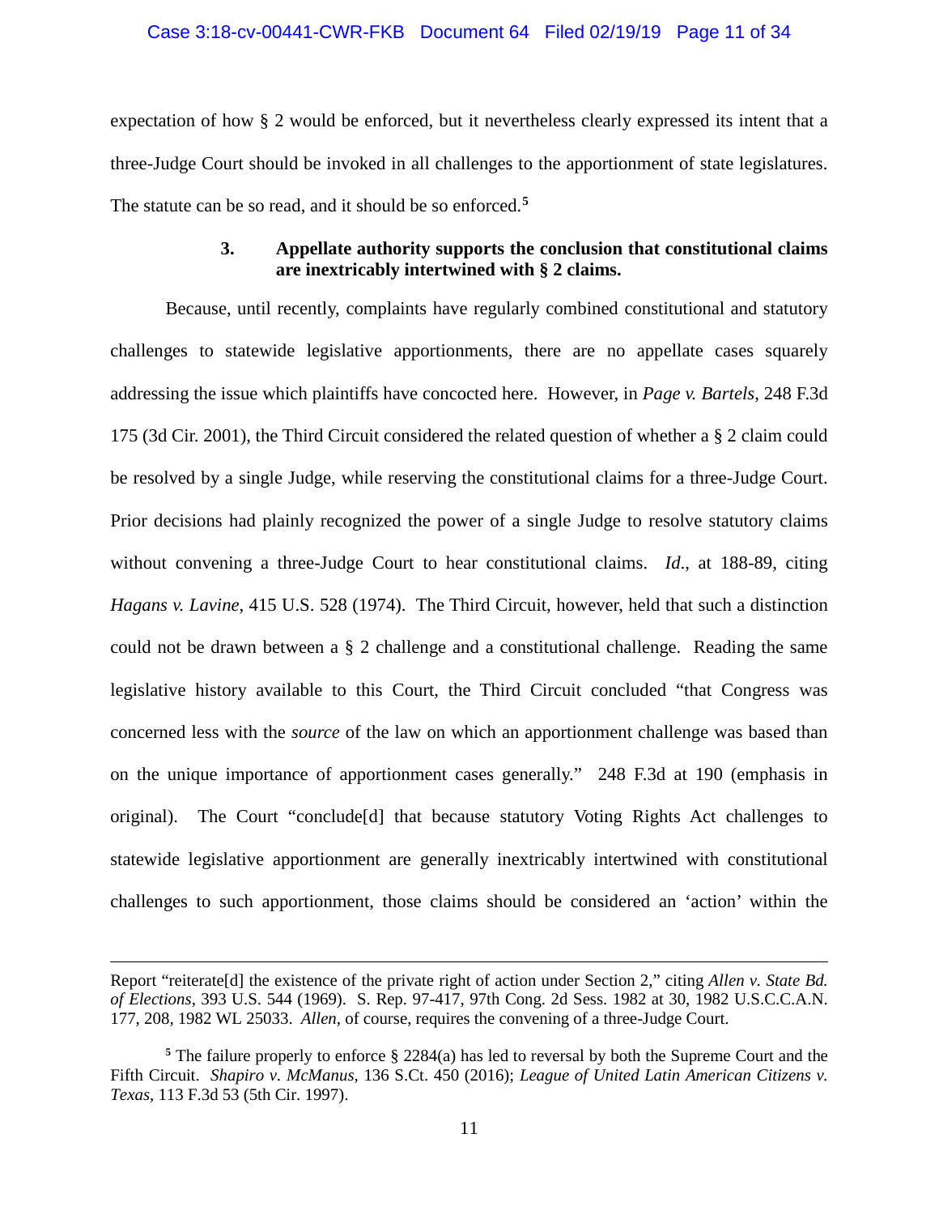expectation of how § 2 would be enforced, but it nevertheless clearly expressed its intent that a three-Judge Court should be invoked in all challenges to the apportionment of state legislatures. The statute can be so read, and it should be so enforced.[5]

### 3. Appellate authority supports the conclusion that constitutional claims are inextricably intertwined with § 2 claims.

Because, until recently, complaints have regularly combined constitutional and statutory challenges to statewide legislative apportionments, there are no appellate cases squarely addressing the issue which plaintiffs have concocted here. However, in *Page v. Bartels*, 248 F.3d 175 (3d Cir. 2001), the Third Circuit considered the related question of whether a § 2 claim could be resolved by a single Judge, while reserving the constitutional claims for a three-Judge Court. Prior decisions had plainly recognized the power of a single Judge to resolve statutory claims without convening a three-Judge Court to hear constitutional claims. *Id*., at 188-89, citing *Hagans v. Lavine*, 415 U.S. 528 (1974). The Third Circuit, however, held that such a distinction could not be drawn between a § 2 challenge and a constitutional challenge. Reading the same legislative history available to this Court, the Third Circuit concluded "that Congress was concerned less with the *source* of the law on which an apportionment challenge was based than on the unique importance of apportionment cases generally." 248 F.3d at 190 (emphasis in original). The Court "conclude[d] that because statutory Voting Rights Act challenges to statewide legislative apportionment are generally inextricably intertwined with constitutional challenges to such apportionment, those claims should be considered an 'action' within the

---

Report "reiterate[d] the existence of the private right of action under Section 2," citing *Allen v. State Bd. of Elections*, 393 U.S. 544 (1969). S. Rep. 97-417, 97th Cong. 2d Sess. 1982 at 30, 1982 U.S.C.C.A.N. 177, 208, 1982 WL 25033. *Allen*, of course, requires the convening of a three-Judge Court.

[5] The failure properly to enforce § 2284(a) has led to reversal by both the Supreme Court and the Fifth Circuit. *Shapiro v. McManus*, 136 S.Ct. 450 (2016); *League of United Latin American Citizens v. Texas*, 113 F.3d 53 (5th Cir. 1997).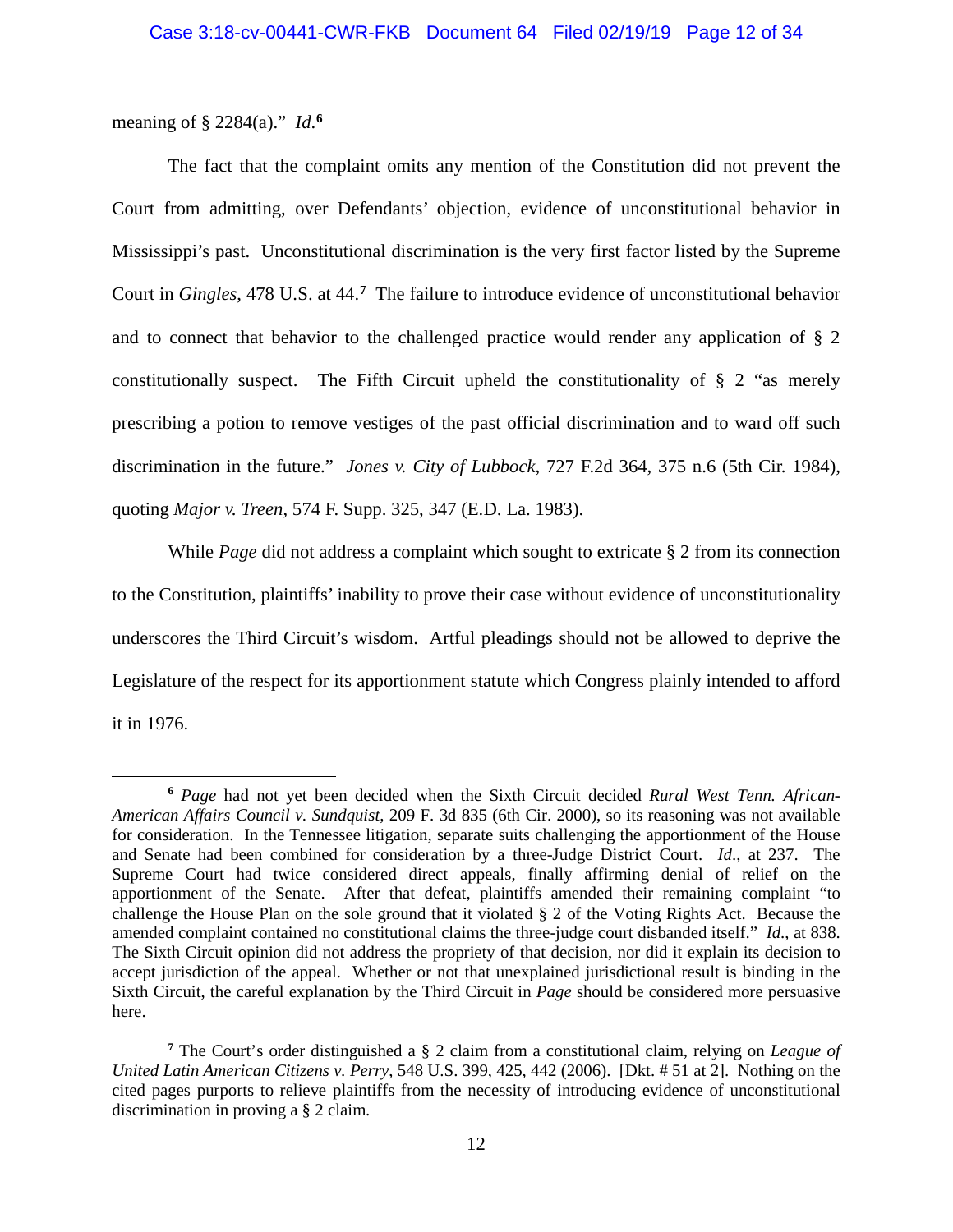meaning of § 2284(a)." *Id.*[6]

The fact that the complaint omits any mention of the Constitution did not prevent the Court from admitting, over Defendants' objection, evidence of unconstitutional behavior in Mississippi's past. Unconstitutional discrimination is the very first factor listed by the Supreme Court in *Gingles*, 478 U.S. at 44.[7] The failure to introduce evidence of unconstitutional behavior and to connect that behavior to the challenged practice would render any application of § 2 constitutionally suspect. The Fifth Circuit upheld the constitutionality of § 2 "as merely prescribing a potion to remove vestiges of the past official discrimination and to ward off such discrimination in the future." *Jones v. City of Lubbock*, 727 F.2d 364, 375 n.6 (5th Cir. 1984), quoting *Major v. Treen*, 574 F. Supp. 325, 347 (E.D. La. 1983).

While *Page* did not address a complaint which sought to extricate § 2 from its connection to the Constitution, plaintiffs' inability to prove their case without evidence of unconstitutionality underscores the Third Circuit's wisdom. Artful pleadings should not be allowed to deprive the Legislature of the respect for its apportionment statute which Congress plainly intended to afford it in 1976.

---

[6] *Page* had not yet been decided when the Sixth Circuit decided *Rural West Tenn. African-American Affairs Council v. Sundquist*, 209 F. 3d 835 (6th Cir. 2000), so its reasoning was not available for consideration. In the Tennessee litigation, separate suits challenging the apportionment of the House and Senate had been combined for consideration by a three-Judge District Court. *Id*., at 237. The Supreme Court had twice considered direct appeals, finally affirming denial of relief on the apportionment of the Senate. After that defeat, plaintiffs amended their remaining complaint "to challenge the House Plan on the sole ground that it violated § 2 of the Voting Rights Act. Because the amended complaint contained no constitutional claims the three-judge court disbanded itself." *Id*., at 838. The Sixth Circuit opinion did not address the propriety of that decision, nor did it explain its decision to accept jurisdiction of the appeal. Whether or not that unexplained jurisdictional result is binding in the Sixth Circuit, the careful explanation by the Third Circuit in *Page* should be considered more persuasive here.

[7] The Court's order distinguished a § 2 claim from a constitutional claim, relying on *League of United Latin American Citizens v. Perry*, 548 U.S. 399, 425, 442 (2006). [Dkt. # 51 at 2]. Nothing on the cited pages purports to relieve plaintiffs from the necessity of introducing evidence of unconstitutional discrimination in proving a § 2 claim.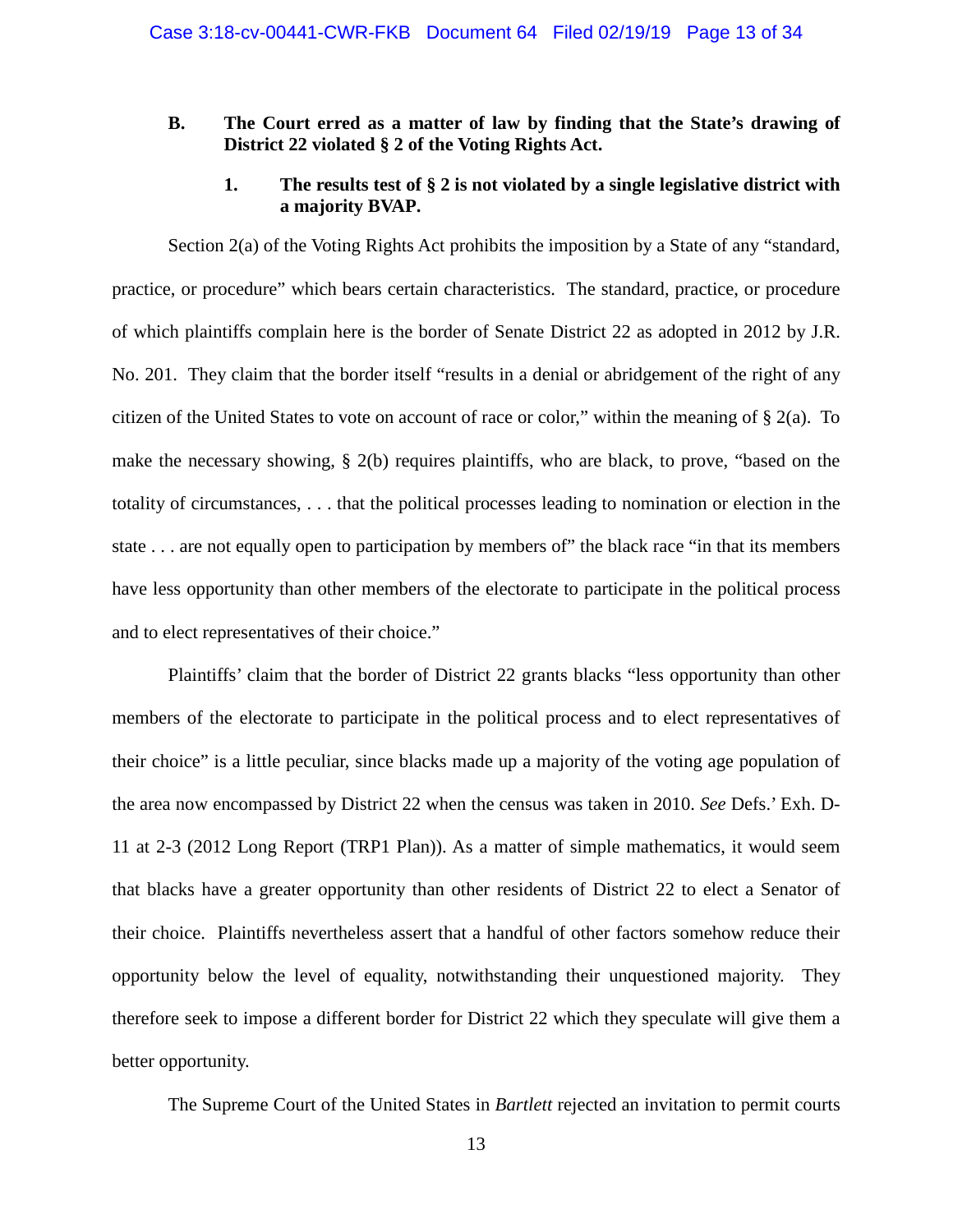**B. The Court erred as a matter of law by finding that the State's drawing of District 22 violated § 2 of the Voting Rights Act.**

**1. The results test of § 2 is not violated by a single legislative district with a majority BVAP.**

Section 2(a) of the Voting Rights Act prohibits the imposition by a State of any "standard, practice, or procedure" which bears certain characteristics. The standard, practice, or procedure of which plaintiffs complain here is the border of Senate District 22 as adopted in 2012 by J.R. No. 201. They claim that the border itself "results in a denial or abridgement of the right of any citizen of the United States to vote on account of race or color," within the meaning of § 2(a). To make the necessary showing, § 2(b) requires plaintiffs, who are black, to prove, "based on the totality of circumstances, . . . that the political processes leading to nomination or election in the state . . . are not equally open to participation by members of" the black race "in that its members have less opportunity than other members of the electorate to participate in the political process and to elect representatives of their choice."

Plaintiffs' claim that the border of District 22 grants blacks "less opportunity than other members of the electorate to participate in the political process and to elect representatives of their choice" is a little peculiar, since blacks made up a majority of the voting age population of the area now encompassed by District 22 when the census was taken in 2010. *See* Defs.' Exh. D-11 at 2-3 (2012 Long Report (TRP1 Plan)). As a matter of simple mathematics, it would seem that blacks have a greater opportunity than other residents of District 22 to elect a Senator of their choice. Plaintiffs nevertheless assert that a handful of other factors somehow reduce their opportunity below the level of equality, notwithstanding their unquestioned majority. They therefore seek to impose a different border for District 22 which they speculate will give them a better opportunity.

The Supreme Court of the United States in *Bartlett* rejected an invitation to permit courts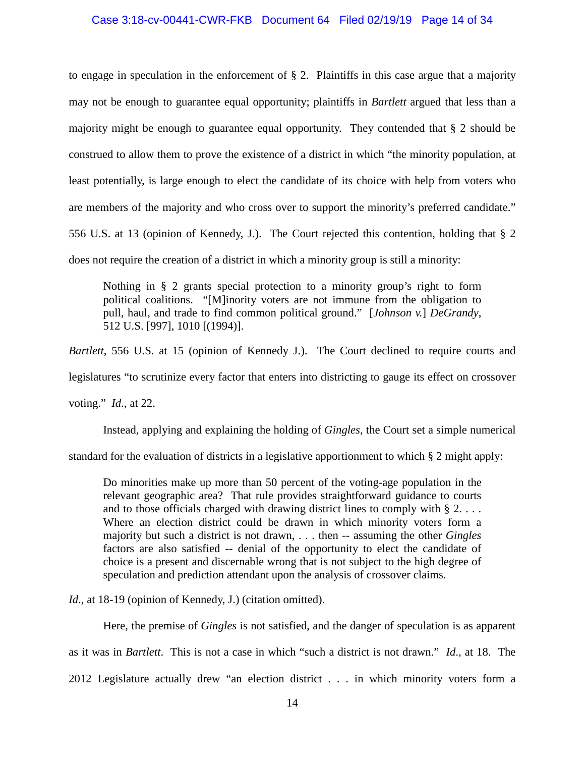to engage in speculation in the enforcement of § 2. Plaintiffs in this case argue that a majority may not be enough to guarantee equal opportunity; plaintiffs in *Bartlett* argued that less than a majority might be enough to guarantee equal opportunity. They contended that § 2 should be construed to allow them to prove the existence of a district in which "the minority population, at least potentially, is large enough to elect the candidate of its choice with help from voters who are members of the majority and who cross over to support the minority's preferred candidate." 556 U.S. at 13 (opinion of Kennedy, J.). The Court rejected this contention, holding that § 2 does not require the creation of a district in which a minority group is still a minority:

> Nothing in § 2 grants special protection to a minority group's right to form political coalitions. "[M]inority voters are not immune from the obligation to pull, haul, and trade to find common political ground." [*Johnson v.*] *DeGrandy*, 512 U.S. [997], 1010 [(1994)].

*Bartlett*, 556 U.S. at 15 (opinion of Kennedy J.). The Court declined to require courts and legislatures "to scrutinize every factor that enters into districting to gauge its effect on crossover voting." *Id*., at 22.

Instead, applying and explaining the holding of *Gingles*, the Court set a simple numerical standard for the evaluation of districts in a legislative apportionment to which § 2 might apply:

> Do minorities make up more than 50 percent of the voting-age population in the relevant geographic area? That rule provides straightforward guidance to courts and to those officials charged with drawing district lines to comply with § 2. . . . Where an election district could be drawn in which minority voters form a majority but such a district is not drawn, . . . then -- assuming the other *Gingles* factors are also satisfied -- denial of the opportunity to elect the candidate of choice is a present and discernable wrong that is not subject to the high degree of speculation and prediction attendant upon the analysis of crossover claims.

*Id*., at 18-19 (opinion of Kennedy, J.) (citation omitted).

Here, the premise of *Gingles* is not satisfied, and the danger of speculation is as apparent as it was in *Bartlett*. This is not a case in which "such a district is not drawn." *Id*., at 18. The 2012 Legislature actually drew "an election district . . . in which minority voters form a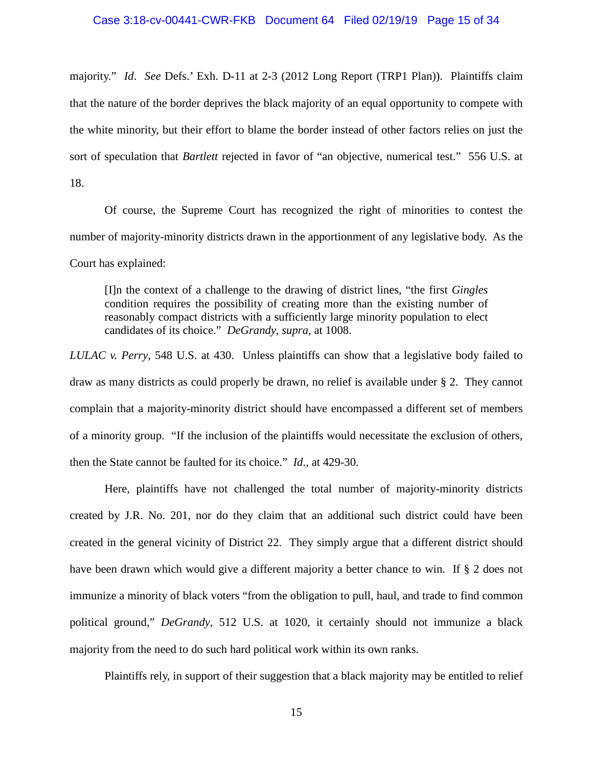majority." *Id*. *See* Defs.' Exh. D-11 at 2-3 (2012 Long Report (TRP1 Plan)). Plaintiffs claim that the nature of the border deprives the black majority of an equal opportunity to compete with the white minority, but their effort to blame the border instead of other factors relies on just the sort of speculation that *Bartlett* rejected in favor of "an objective, numerical test." 556 U.S. at 18.

Of course, the Supreme Court has recognized the right of minorities to contest the number of majority-minority districts drawn in the apportionment of any legislative body. As the Court has explained:

> [I]n the context of a challenge to the drawing of district lines, "the first *Gingles* condition requires the possibility of creating more than the existing number of reasonably compact districts with a sufficiently large minority population to elect candidates of its choice." *DeGrandy*, *supra*, at 1008.

*LULAC v. Perry*, 548 U.S. at 430. Unless plaintiffs can show that a legislative body failed to draw as many districts as could properly be drawn, no relief is available under § 2. They cannot complain that a majority-minority district should have encompassed a different set of members of a minority group. "If the inclusion of the plaintiffs would necessitate the exclusion of others, then the State cannot be faulted for its choice." *Id*., at 429-30.

Here, plaintiffs have not challenged the total number of majority-minority districts created by J.R. No. 201, nor do they claim that an additional such district could have been created in the general vicinity of District 22. They simply argue that a different district should have been drawn which would give a different majority a better chance to win. If § 2 does not immunize a minority of black voters "from the obligation to pull, haul, and trade to find common political ground," *DeGrandy*, 512 U.S. at 1020, it certainly should not immunize a black majority from the need to do such hard political work within its own ranks.

Plaintiffs rely, in support of their suggestion that a black majority may be entitled to relief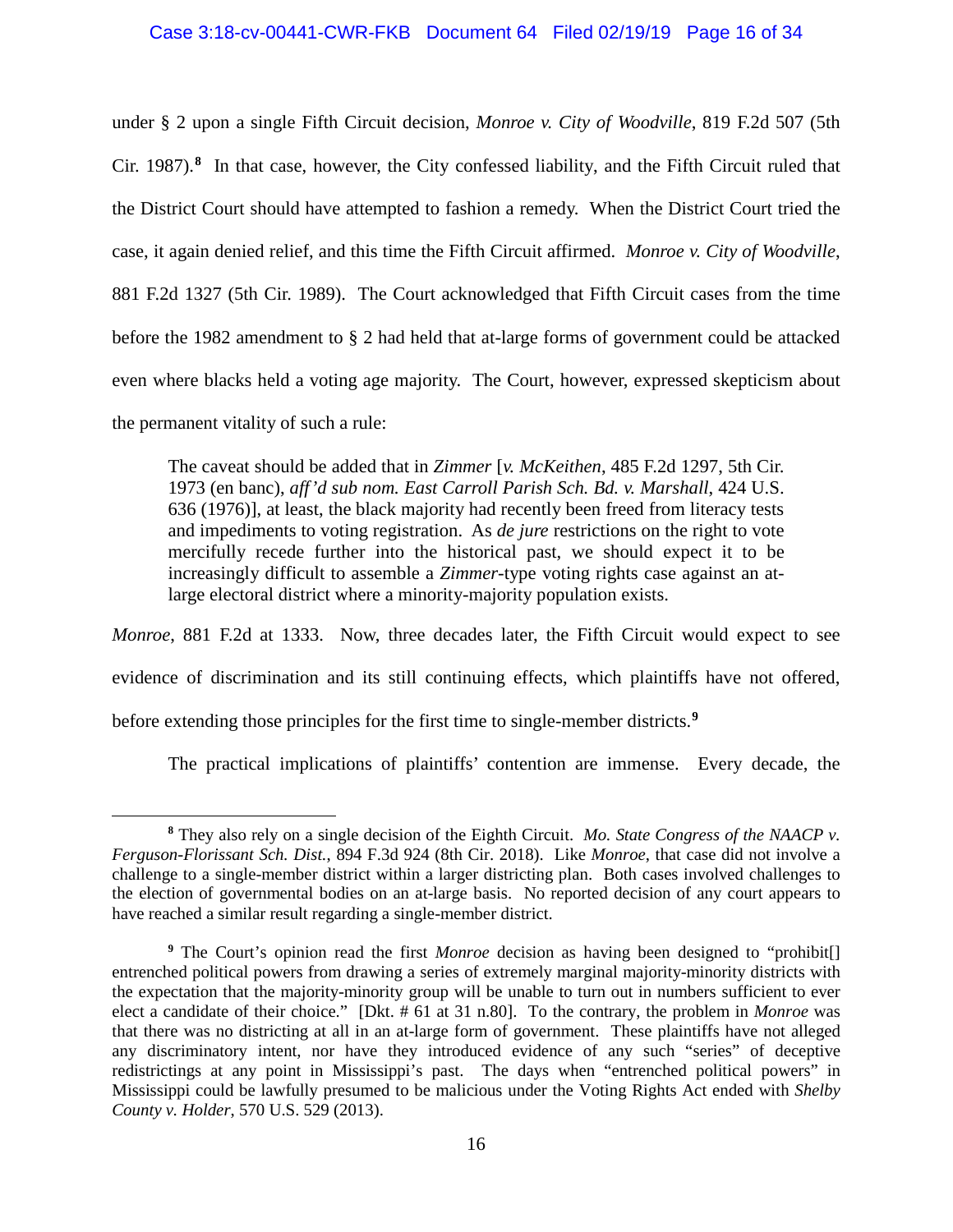under § 2 upon a single Fifth Circuit decision, *Monroe v. City of Woodville*, 819 F.2d 507 (5th Cir. 1987).[8] In that case, however, the City confessed liability, and the Fifth Circuit ruled that the District Court should have attempted to fashion a remedy. When the District Court tried the case, it again denied relief, and this time the Fifth Circuit affirmed. *Monroe v. City of Woodville*, 881 F.2d 1327 (5th Cir. 1989). The Court acknowledged that Fifth Circuit cases from the time before the 1982 amendment to § 2 had held that at-large forms of government could be attacked even where blacks held a voting age majority. The Court, however, expressed skepticism about the permanent vitality of such a rule:

> The caveat should be added that in *Zimmer* [*v. McKeithen*, 485 F.2d 1297, 5th Cir. 1973 (en banc), *aff'd sub nom. East Carroll Parish Sch. Bd. v. Marshall*, 424 U.S. 636 (1976)], at least, the black majority had recently been freed from literacy tests and impediments to voting registration. As *de jure* restrictions on the right to vote mercifully recede further into the historical past, we should expect it to be increasingly difficult to assemble a *Zimmer*-type voting rights case against an at-large electoral district where a minority-majority population exists.

*Monroe*, 881 F.2d at 1333. Now, three decades later, the Fifth Circuit would expect to see evidence of discrimination and its still continuing effects, which plaintiffs have not offered, before extending those principles for the first time to single-member districts.[9]

The practical implications of plaintiffs' contention are immense. Every decade, the

---

[8] They also rely on a single decision of the Eighth Circuit. *Mo. State Congress of the NAACP v. Ferguson-Florissant Sch. Dist.*, 894 F.3d 924 (8th Cir. 2018). Like *Monroe*, that case did not involve a challenge to a single-member district within a larger districting plan. Both cases involved challenges to the election of governmental bodies on an at-large basis. No reported decision of any court appears to have reached a similar result regarding a single-member district.

[9] The Court's opinion read the first *Monroe* decision as having been designed to "prohibit[] entrenched political powers from drawing a series of extremely marginal majority-minority districts with the expectation that the majority-minority group will be unable to turn out in numbers sufficient to ever elect a candidate of their choice." [Dkt. # 61 at 31 n.80]. To the contrary, the problem in *Monroe* was that there was no districting at all in an at-large form of government. These plaintiffs have not alleged any discriminatory intent, nor have they introduced evidence of any such "series" of deceptive redistrictings at any point in Mississippi's past. The days when "entrenched political powers" in Mississippi could be lawfully presumed to be malicious under the Voting Rights Act ended with *Shelby County v. Holder*, 570 U.S. 529 (2013).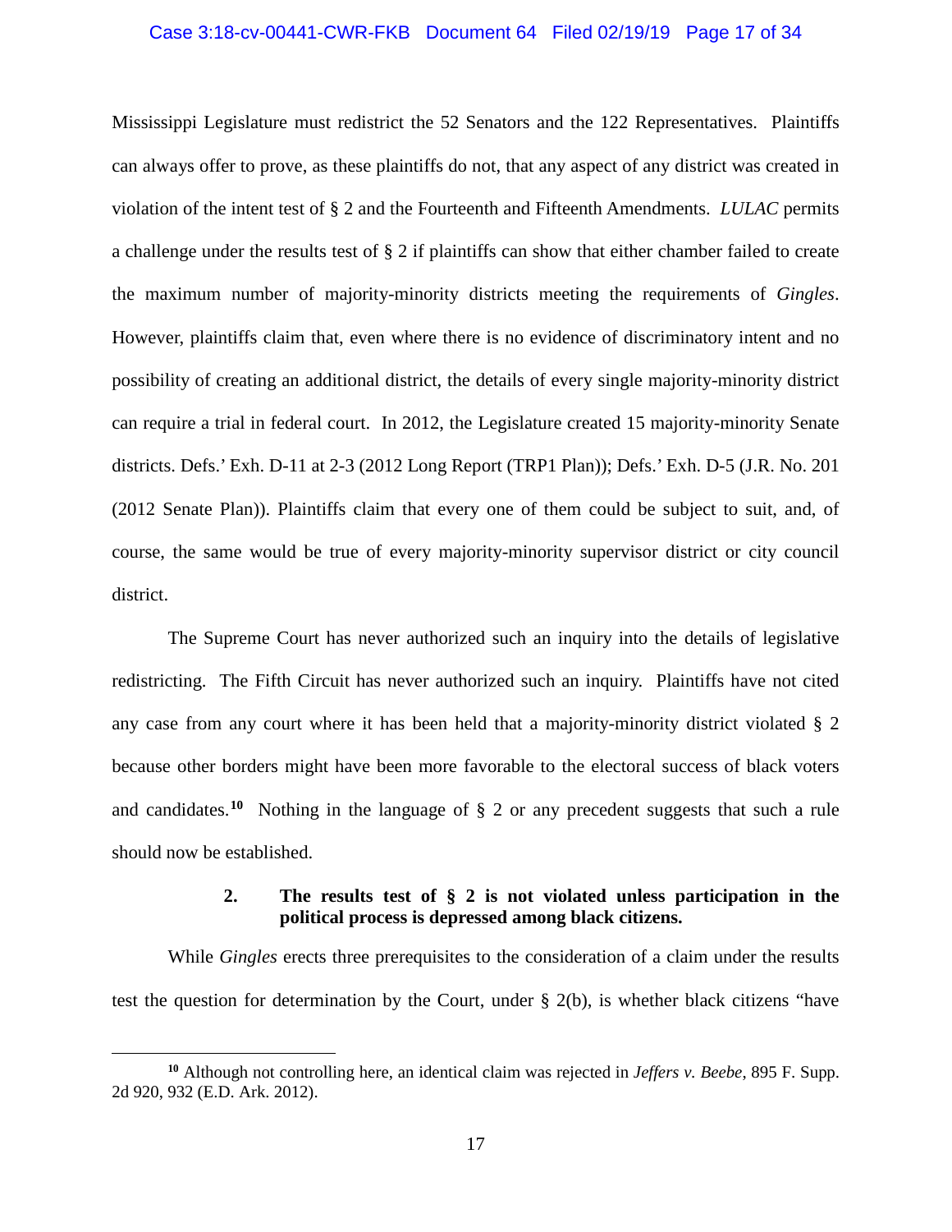Mississippi Legislature must redistrict the 52 Senators and the 122 Representatives. Plaintiffs can always offer to prove, as these plaintiffs do not, that any aspect of any district was created in violation of the intent test of § 2 and the Fourteenth and Fifteenth Amendments. *LULAC* permits a challenge under the results test of § 2 if plaintiffs can show that either chamber failed to create the maximum number of majority-minority districts meeting the requirements of *Gingles*. However, plaintiffs claim that, even where there is no evidence of discriminatory intent and no possibility of creating an additional district, the details of every single majority-minority district can require a trial in federal court. In 2012, the Legislature created 15 majority-minority Senate districts. Defs.' Exh. D-11 at 2-3 (2012 Long Report (TRP1 Plan)); Defs.' Exh. D-5 (J.R. No. 201 (2012 Senate Plan)). Plaintiffs claim that every one of them could be subject to suit, and, of course, the same would be true of every majority-minority supervisor district or city council district.

The Supreme Court has never authorized such an inquiry into the details of legislative redistricting. The Fifth Circuit has never authorized such an inquiry. Plaintiffs have not cited any case from any court where it has been held that a majority-minority district violated § 2 because other borders might have been more favorable to the electoral success of black voters and candidates.[10] Nothing in the language of § 2 or any precedent suggests that such a rule should now be established.

### 2. The results test of § 2 is not violated unless participation in the political process is depressed among black citizens.

While *Gingles* erects three prerequisites to the consideration of a claim under the results test the question for determination by the Court, under § 2(b), is whether black citizens "have

[10] Although not controlling here, an identical claim was rejected in *Jeffers v. Beebe*, 895 F. Supp. 2d 920, 932 (E.D. Ark. 2012).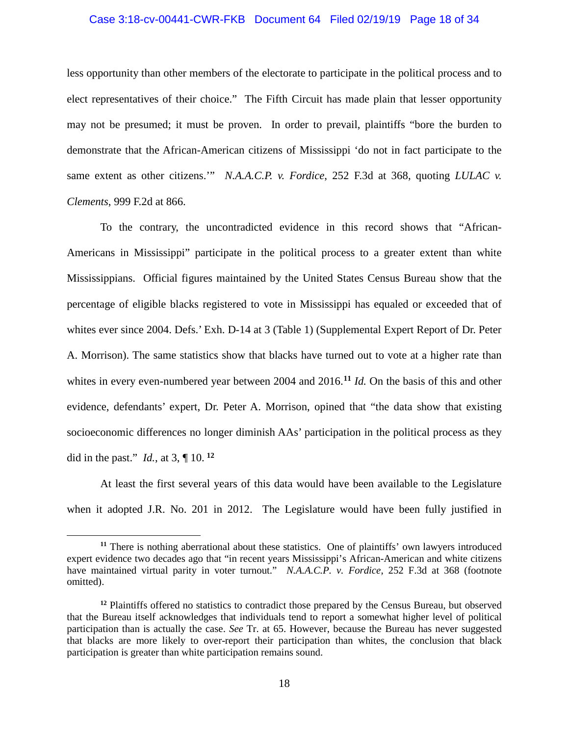less opportunity than other members of the electorate to participate in the political process and to elect representatives of their choice." The Fifth Circuit has made plain that lesser opportunity may not be presumed; it must be proven. In order to prevail, plaintiffs "bore the burden to demonstrate that the African-American citizens of Mississippi 'do not in fact participate to the same extent as other citizens.'" *N.A.A.C.P. v. Fordice*, 252 F.3d at 368, quoting *LULAC v. Clements*, 999 F.2d at 866.

To the contrary, the uncontradicted evidence in this record shows that "African-Americans in Mississippi" participate in the political process to a greater extent than white Mississippians. Official figures maintained by the United States Census Bureau show that the percentage of eligible blacks registered to vote in Mississippi has equaled or exceeded that of whites ever since 2004. Defs.' Exh. D-14 at 3 (Table 1) (Supplemental Expert Report of Dr. Peter A. Morrison). The same statistics show that blacks have turned out to vote at a higher rate than whites in every even-numbered year between 2004 and 2016.[11] *Id.* On the basis of this and other evidence, defendants' expert, Dr. Peter A. Morrison, opined that "the data show that existing socioeconomic differences no longer diminish AAs' participation in the political process as they did in the past." *Id.*, at 3, ¶ 10.[12]

At least the first several years of this data would have been available to the Legislature when it adopted J.R. No. 201 in 2012. The Legislature would have been fully justified in

---

[11] There is nothing aberrational about these statistics. One of plaintiffs' own lawyers introduced expert evidence two decades ago that "in recent years Mississippi's African-American and white citizens have maintained virtual parity in voter turnout." *N.A.A.C.P. v. Fordice*, 252 F.3d at 368 (footnote omitted).

[12] Plaintiffs offered no statistics to contradict those prepared by the Census Bureau, but observed that the Bureau itself acknowledges that individuals tend to report a somewhat higher level of political participation than is actually the case. *See* Tr. at 65. However, because the Bureau has never suggested that blacks are more likely to over-report their participation than whites, the conclusion that black participation is greater than white participation remains sound.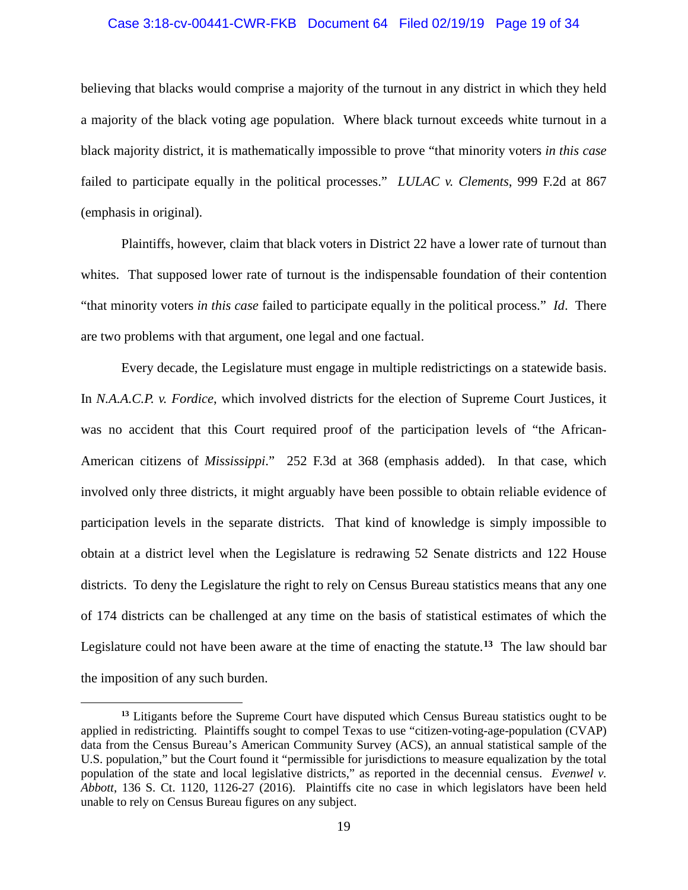believing that blacks would comprise a majority of the turnout in any district in which they held a majority of the black voting age population. Where black turnout exceeds white turnout in a black majority district, it is mathematically impossible to prove "that minority voters *in this case* failed to participate equally in the political processes." *LULAC v. Clements*, 999 F.2d at 867 (emphasis in original).

Plaintiffs, however, claim that black voters in District 22 have a lower rate of turnout than whites. That supposed lower rate of turnout is the indispensable foundation of their contention "that minority voters *in this case* failed to participate equally in the political process." *Id*. There are two problems with that argument, one legal and one factual.

Every decade, the Legislature must engage in multiple redistrictings on a statewide basis. In *N.A.A.C.P. v. Fordice*, which involved districts for the election of Supreme Court Justices, it was no accident that this Court required proof of the participation levels of "the African-American citizens of *Mississippi*." 252 F.3d at 368 (emphasis added). In that case, which involved only three districts, it might arguably have been possible to obtain reliable evidence of participation levels in the separate districts. That kind of knowledge is simply impossible to obtain at a district level when the Legislature is redrawing 52 Senate districts and 122 House districts. To deny the Legislature the right to rely on Census Bureau statistics means that any one of 174 districts can be challenged at any time on the basis of statistical estimates of which the Legislature could not have been aware at the time of enacting the statute.[13] The law should bar the imposition of any such burden.

---

[13] Litigants before the Supreme Court have disputed which Census Bureau statistics ought to be applied in redistricting. Plaintiffs sought to compel Texas to use "citizen-voting-age-population (CVAP) data from the Census Bureau's American Community Survey (ACS), an annual statistical sample of the U.S. population," but the Court found it "permissible for jurisdictions to measure equalization by the total population of the state and local legislative districts," as reported in the decennial census. *Evenwel v. Abbott*, 136 S. Ct. 1120, 1126-27 (2016). Plaintiffs cite no case in which legislators have been held unable to rely on Census Bureau figures on any subject.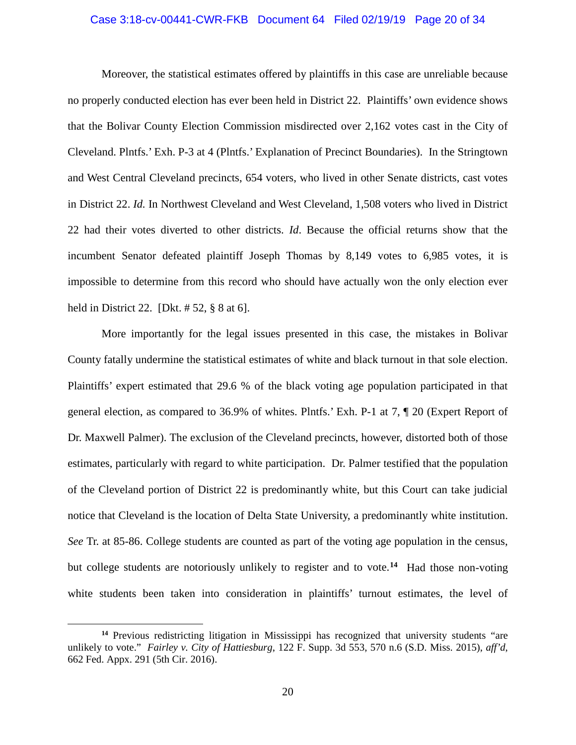Moreover, the statistical estimates offered by plaintiffs in this case are unreliable because no properly conducted election has ever been held in District 22. Plaintiffs' own evidence shows that the Bolivar County Election Commission misdirected over 2,162 votes cast in the City of Cleveland. Plntfs.' Exh. P-3 at 4 (Plntfs.' Explanation of Precinct Boundaries). In the Stringtown and West Central Cleveland precincts, 654 voters, who lived in other Senate districts, cast votes in District 22. *Id.* In Northwest Cleveland and West Cleveland, 1,508 voters who lived in District 22 had their votes diverted to other districts. *Id*. Because the official returns show that the incumbent Senator defeated plaintiff Joseph Thomas by 8,149 votes to 6,985 votes, it is impossible to determine from this record who should have actually won the only election ever held in District 22. [Dkt. # 52, § 8 at 6].

More importantly for the legal issues presented in this case, the mistakes in Bolivar County fatally undermine the statistical estimates of white and black turnout in that sole election. Plaintiffs' expert estimated that 29.6 % of the black voting age population participated in that general election, as compared to 36.9% of whites. Plntfs.' Exh. P-1 at 7, ¶ 20 (Expert Report of Dr. Maxwell Palmer). The exclusion of the Cleveland precincts, however, distorted both of those estimates, particularly with regard to white participation. Dr. Palmer testified that the population of the Cleveland portion of District 22 is predominantly white, but this Court can take judicial notice that Cleveland is the location of Delta State University, a predominantly white institution. *See* Tr. at 85-86. College students are counted as part of the voting age population in the census, but college students are notoriously unlikely to register and to vote.[14] Had those non-voting white students been taken into consideration in plaintiffs' turnout estimates, the level of

[14] Previous redistricting litigation in Mississippi has recognized that university students "are unlikely to vote." *Fairley v. City of Hattiesburg*, 122 F. Supp. 3d 553, 570 n.6 (S.D. Miss. 2015), *aff'd*, 662 Fed. Appx. 291 (5th Cir. 2016).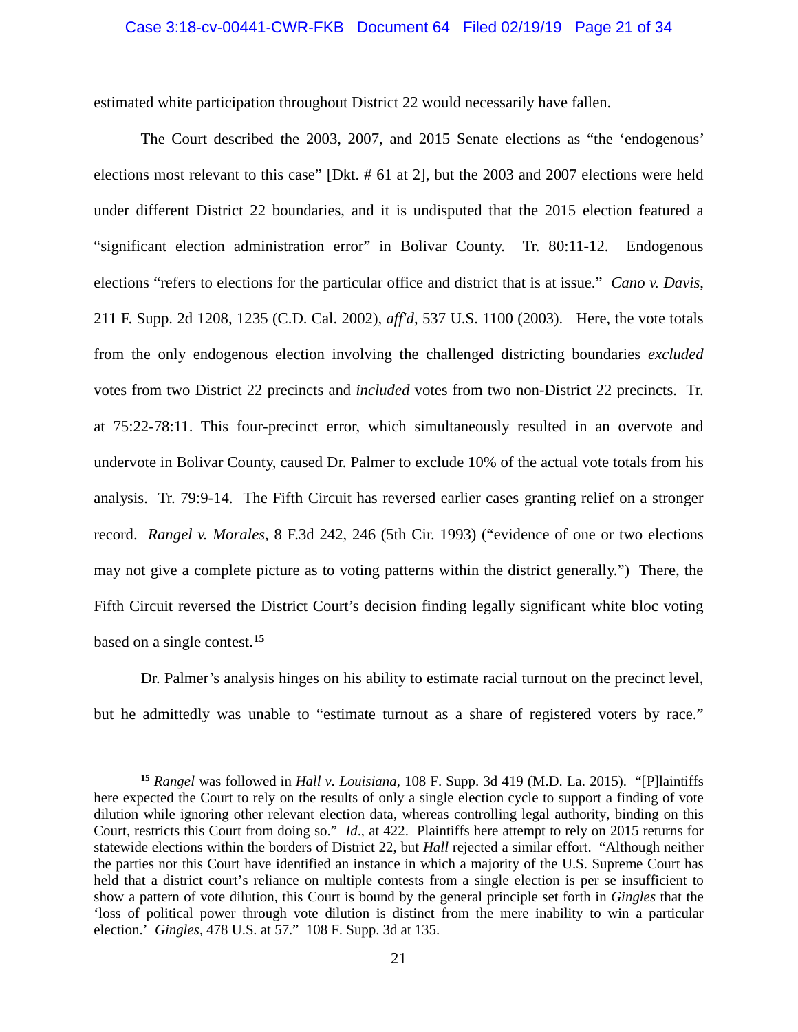estimated white participation throughout District 22 would necessarily have fallen.

The Court described the 2003, 2007, and 2015 Senate elections as "the 'endogenous' elections most relevant to this case" [Dkt. # 61 at 2], but the 2003 and 2007 elections were held under different District 22 boundaries, and it is undisputed that the 2015 election featured a "significant election administration error" in Bolivar County. Tr. 80:11-12. Endogenous elections "refers to elections for the particular office and district that is at issue." *Cano v. Davis*, 211 F. Supp. 2d 1208, 1235 (C.D. Cal. 2002), *aff'd*, 537 U.S. 1100 (2003). Here, the vote totals from the only endogenous election involving the challenged districting boundaries *excluded* votes from two District 22 precincts and *included* votes from two non-District 22 precincts. Tr. at 75:22-78:11. This four-precinct error, which simultaneously resulted in an overvote and undervote in Bolivar County, caused Dr. Palmer to exclude 10% of the actual vote totals from his analysis. Tr. 79:9-14. The Fifth Circuit has reversed earlier cases granting relief on a stronger record. *Rangel v. Morales*, 8 F.3d 242, 246 (5th Cir. 1993) ("evidence of one or two elections may not give a complete picture as to voting patterns within the district generally.") There, the Fifth Circuit reversed the District Court's decision finding legally significant white bloc voting based on a single contest.[15]

Dr. Palmer's analysis hinges on his ability to estimate racial turnout on the precinct level, but he admittedly was unable to "estimate turnout as a share of registered voters by race."

[15] *Rangel* was followed in *Hall v. Louisiana*, 108 F. Supp. 3d 419 (M.D. La. 2015). "[P]laintiffs here expected the Court to rely on the results of only a single election cycle to support a finding of vote dilution while ignoring other relevant election data, whereas controlling legal authority, binding on this Court, restricts this Court from doing so." *Id*., at 422. Plaintiffs here attempt to rely on 2015 returns for statewide elections within the borders of District 22, but *Hall* rejected a similar effort. "Although neither the parties nor this Court have identified an instance in which a majority of the U.S. Supreme Court has held that a district court's reliance on multiple contests from a single election is per se insufficient to show a pattern of vote dilution, this Court is bound by the general principle set forth in *Gingles* that the 'loss of political power through vote dilution is distinct from the mere inability to win a particular election.' *Gingles*, 478 U.S. at 57." 108 F. Supp. 3d at 135.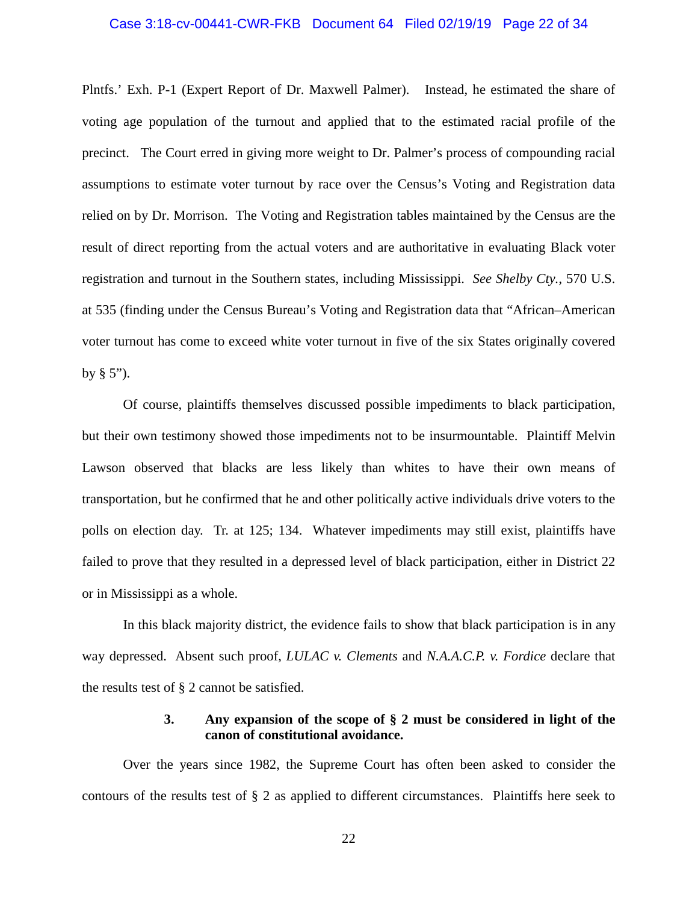Plntfs.' Exh. P-1 (Expert Report of Dr. Maxwell Palmer). Instead, he estimated the share of voting age population of the turnout and applied that to the estimated racial profile of the precinct. The Court erred in giving more weight to Dr. Palmer's process of compounding racial assumptions to estimate voter turnout by race over the Census's Voting and Registration data relied on by Dr. Morrison. The Voting and Registration tables maintained by the Census are the result of direct reporting from the actual voters and are authoritative in evaluating Black voter registration and turnout in the Southern states, including Mississippi. *See Shelby Cty.*, 570 U.S. at 535 (finding under the Census Bureau's Voting and Registration data that "African–American voter turnout has come to exceed white voter turnout in five of the six States originally covered by § 5").

Of course, plaintiffs themselves discussed possible impediments to black participation, but their own testimony showed those impediments not to be insurmountable. Plaintiff Melvin Lawson observed that blacks are less likely than whites to have their own means of transportation, but he confirmed that he and other politically active individuals drive voters to the polls on election day. Tr. at 125; 134. Whatever impediments may still exist, plaintiffs have failed to prove that they resulted in a depressed level of black participation, either in District 22 or in Mississippi as a whole.

In this black majority district, the evidence fails to show that black participation is in any way depressed. Absent such proof, *LULAC v. Clements* and *N.A.A.C.P. v. Fordice* declare that the results test of § 2 cannot be satisfied.

### 3. Any expansion of the scope of § 2 must be considered in light of the canon of constitutional avoidance.

Over the years since 1982, the Supreme Court has often been asked to consider the contours of the results test of § 2 as applied to different circumstances. Plaintiffs here seek to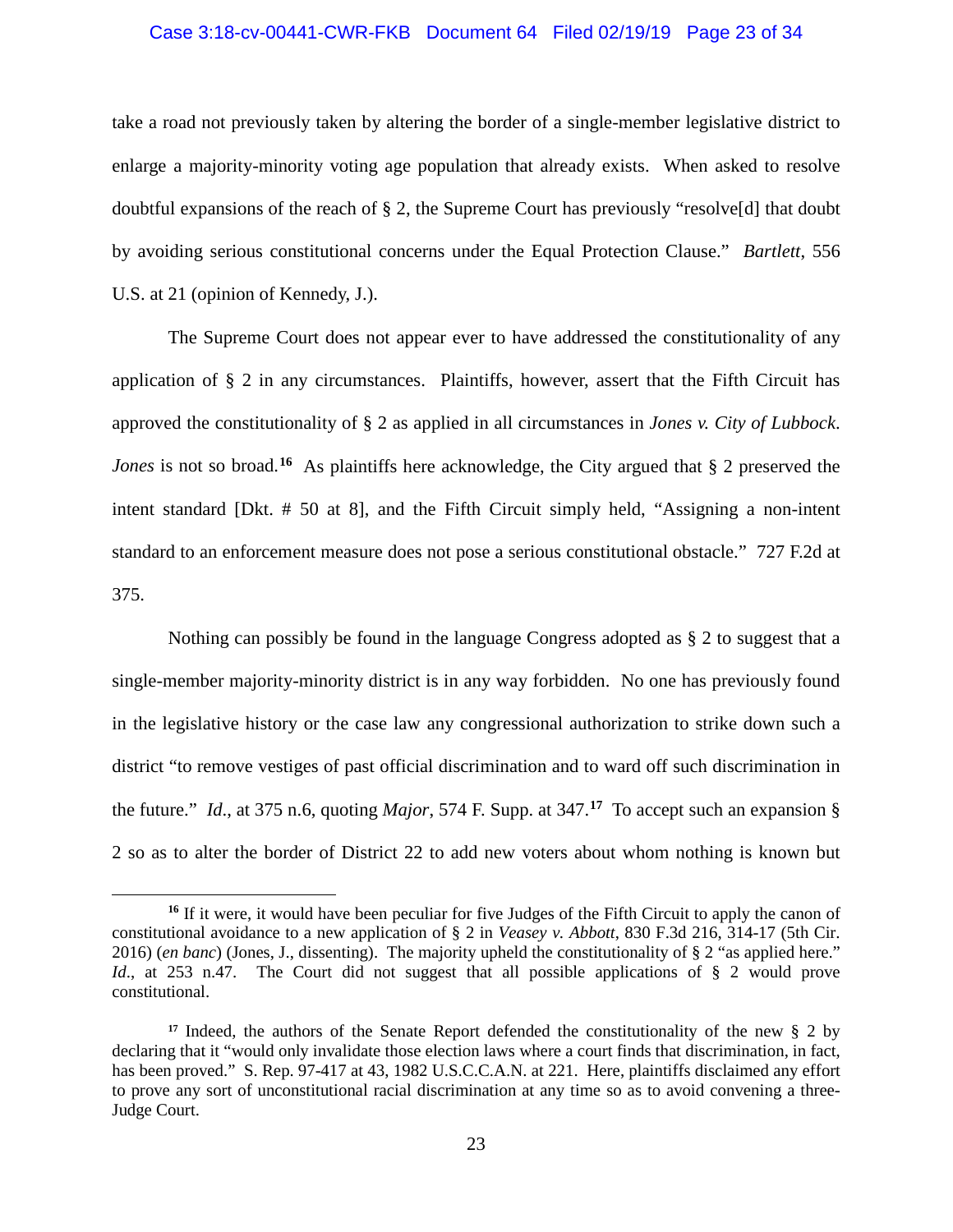take a road not previously taken by altering the border of a single-member legislative district to enlarge a majority-minority voting age population that already exists. When asked to resolve doubtful expansions of the reach of § 2, the Supreme Court has previously "resolve[d] that doubt by avoiding serious constitutional concerns under the Equal Protection Clause." *Bartlett*, 556 U.S. at 21 (opinion of Kennedy, J.).

The Supreme Court does not appear ever to have addressed the constitutionality of any application of § 2 in any circumstances. Plaintiffs, however, assert that the Fifth Circuit has approved the constitutionality of § 2 as applied in all circumstances in *Jones v. City of Lubbock*. *Jones* is not so broad.[16] As plaintiffs here acknowledge, the City argued that § 2 preserved the intent standard [Dkt. # 50 at 8], and the Fifth Circuit simply held, "Assigning a non-intent standard to an enforcement measure does not pose a serious constitutional obstacle." 727 F.2d at 375.

Nothing can possibly be found in the language Congress adopted as § 2 to suggest that a single-member majority-minority district is in any way forbidden. No one has previously found in the legislative history or the case law any congressional authorization to strike down such a district "to remove vestiges of past official discrimination and to ward off such discrimination in the future." *Id*., at 375 n.6, quoting *Major*, 574 F. Supp. at 347.[17] To accept such an expansion § 2 so as to alter the border of District 22 to add new voters about whom nothing is known but

---

[16] If it were, it would have been peculiar for five Judges of the Fifth Circuit to apply the canon of constitutional avoidance to a new application of § 2 in *Veasey v. Abbott*, 830 F.3d 216, 314-17 (5th Cir. 2016) (*en banc*) (Jones, J., dissenting). The majority upheld the constitutionality of § 2 "as applied here." *Id*., at 253 n.47. The Court did not suggest that all possible applications of § 2 would prove constitutional.

[17] Indeed, the authors of the Senate Report defended the constitutionality of the new § 2 by declaring that it "would only invalidate those election laws where a court finds that discrimination, in fact, has been proved." S. Rep. 97-417 at 43, 1982 U.S.C.C.A.N. at 221. Here, plaintiffs disclaimed any effort to prove any sort of unconstitutional racial discrimination at any time so as to avoid convening a three-Judge Court.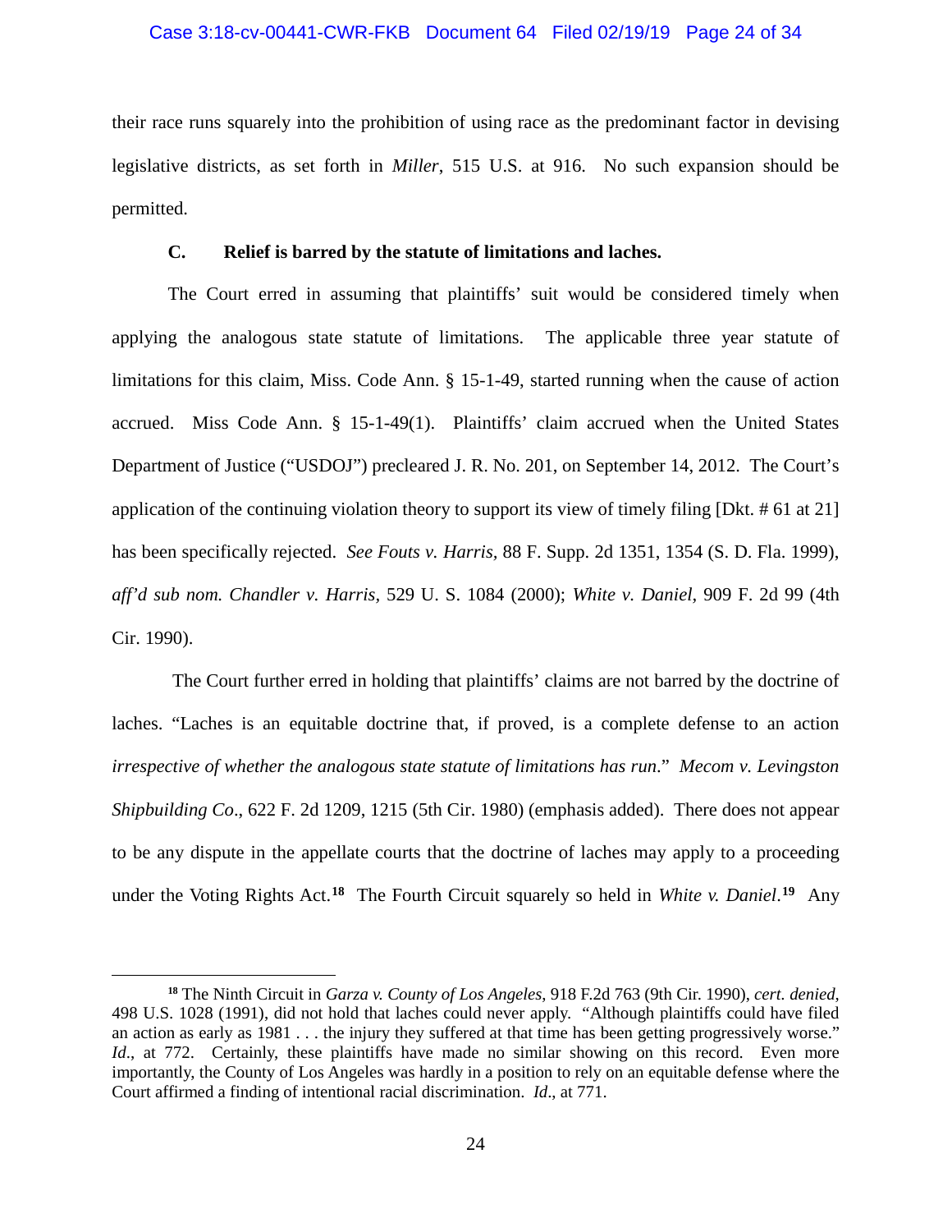their race runs squarely into the prohibition of using race as the predominant factor in devising legislative districts, as set forth in *Miller*, 515 U.S. at 916. No such expansion should be permitted.

### C. Relief is barred by the statute of limitations and laches.

The Court erred in assuming that plaintiffs' suit would be considered timely when applying the analogous state statute of limitations. The applicable three year statute of limitations for this claim, Miss. Code Ann. § 15-1-49, started running when the cause of action accrued. Miss Code Ann. § 15-1-49(1). Plaintiffs' claim accrued when the United States Department of Justice ("USDOJ") precleared J. R. No. 201, on September 14, 2012. The Court's application of the continuing violation theory to support its view of timely filing [Dkt. # 61 at 21] has been specifically rejected. *See Fouts v. Harris*, 88 F. Supp. 2d 1351, 1354 (S. D. Fla. 1999), *aff'd sub nom. Chandler v. Harris*, 529 U. S. 1084 (2000); *White v. Daniel*, 909 F. 2d 99 (4th Cir. 1990).

The Court further erred in holding that plaintiffs' claims are not barred by the doctrine of laches. "Laches is an equitable doctrine that, if proved, is a complete defense to an action *irrespective of whether the analogous state statute of limitations has run*." *Mecom v. Levingston Shipbuilding Co*., 622 F. 2d 1209, 1215 (5th Cir. 1980) (emphasis added). There does not appear to be any dispute in the appellate courts that the doctrine of laches may apply to a proceeding under the Voting Rights Act.[18] The Fourth Circuit squarely so held in *White v. Daniel*.[19] Any

---

[18] The Ninth Circuit in *Garza v. County of Los Angeles*, 918 F.2d 763 (9th Cir. 1990), *cert. denied*, 498 U.S. 1028 (1991), did not hold that laches could never apply. "Although plaintiffs could have filed an action as early as 1981 . . . the injury they suffered at that time has been getting progressively worse." *Id*., at 772. Certainly, these plaintiffs have made no similar showing on this record. Even more importantly, the County of Los Angeles was hardly in a position to rely on an equitable defense where the Court affirmed a finding of intentional racial discrimination. *Id*., at 771.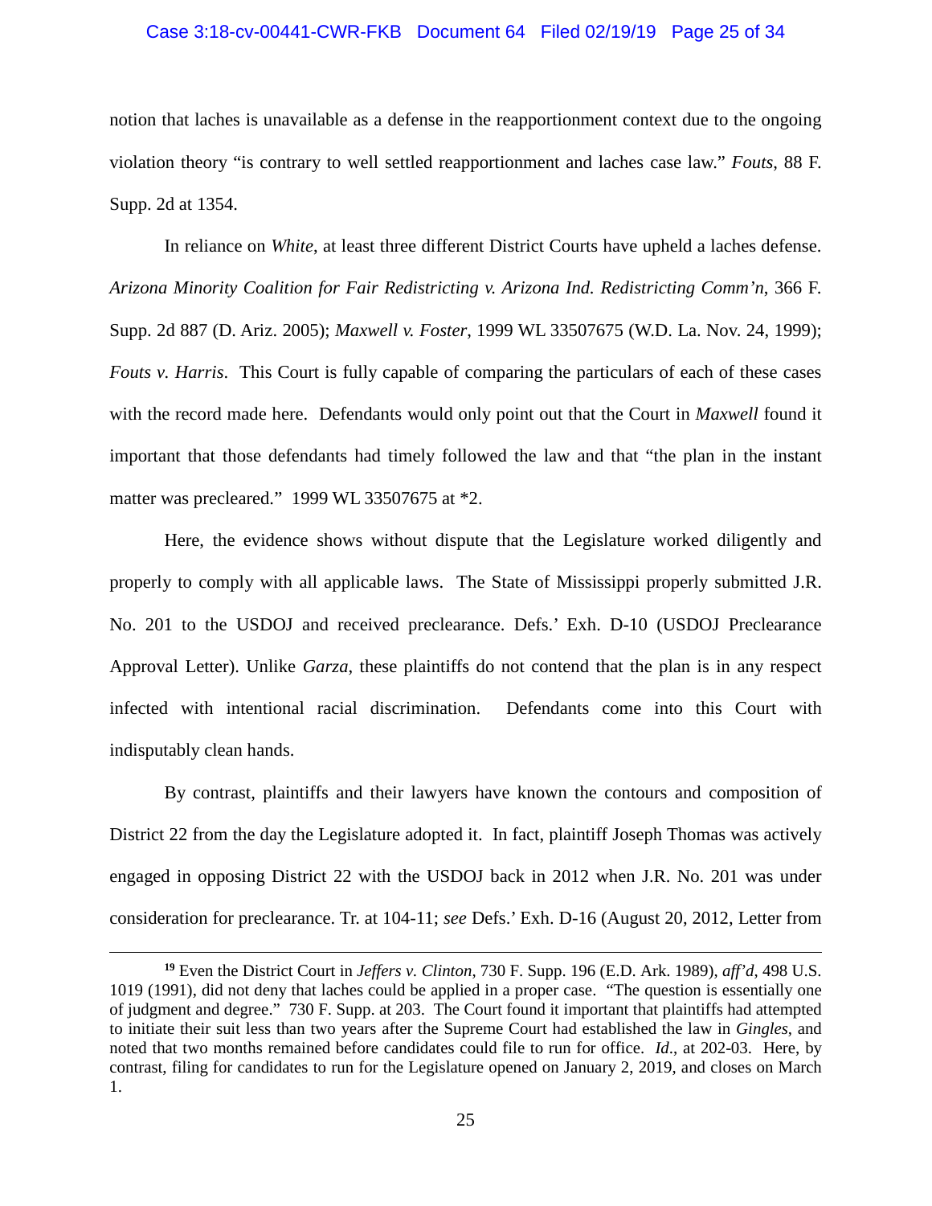notion that laches is unavailable as a defense in the reapportionment context due to the ongoing violation theory "is contrary to well settled reapportionment and laches case law." *Fouts*, 88 F. Supp. 2d at 1354.

In reliance on *White*, at least three different District Courts have upheld a laches defense. *Arizona Minority Coalition for Fair Redistricting v. Arizona Ind. Redistricting Comm'n*, 366 F. Supp. 2d 887 (D. Ariz. 2005); *Maxwell v. Foster*, 1999 WL 33507675 (W.D. La. Nov. 24, 1999); *Fouts v. Harris*. This Court is fully capable of comparing the particulars of each of these cases with the record made here. Defendants would only point out that the Court in *Maxwell* found it important that those defendants had timely followed the law and that "the plan in the instant matter was precleared." 1999 WL 33507675 at *2.

Here, the evidence shows without dispute that the Legislature worked diligently and properly to comply with all applicable laws. The State of Mississippi properly submitted J.R. No. 201 to the USDOJ and received preclearance. Defs.' Exh. D-10 (USDOJ Preclearance Approval Letter). Unlike *Garza*, these plaintiffs do not contend that the plan is in any respect infected with intentional racial discrimination. Defendants come into this Court with indisputably clean hands.

By contrast, plaintiffs and their lawyers have known the contours and composition of District 22 from the day the Legislature adopted it. In fact, plaintiff Joseph Thomas was actively engaged in opposing District 22 with the USDOJ back in 2012 when J.R. No. 201 was under consideration for preclearance. Tr. at 104-11; *see* Defs.' Exh. D-16 (August 20, 2012, Letter from

[19] Even the District Court in *Jeffers v. Clinton*, 730 F. Supp. 196 (E.D. Ark. 1989), *aff'd*, 498 U.S. 1019 (1991), did not deny that laches could be applied in a proper case. "The question is essentially one of judgment and degree." 730 F. Supp. at 203. The Court found it important that plaintiffs had attempted to initiate their suit less than two years after the Supreme Court had established the law in *Gingles*, and noted that two months remained before candidates could file to run for office. *Id.*, at 202-03. Here, by contrast, filing for candidates to run for the Legislature opened on January 2, 2019, and closes on March 1.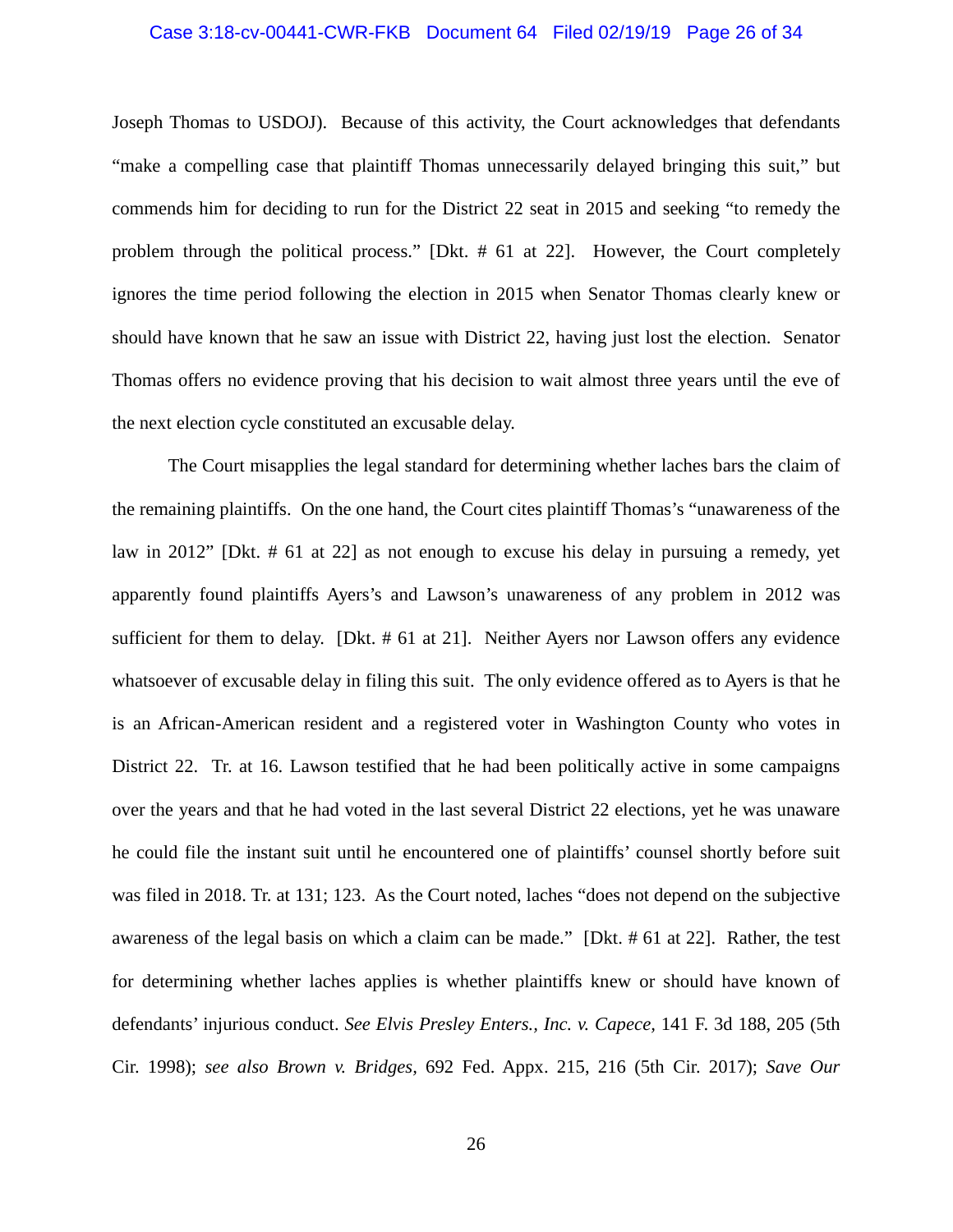Joseph Thomas to USDOJ). Because of this activity, the Court acknowledges that defendants "make a compelling case that plaintiff Thomas unnecessarily delayed bringing this suit," but commends him for deciding to run for the District 22 seat in 2015 and seeking "to remedy the problem through the political process." [Dkt. # 61 at 22]. However, the Court completely ignores the time period following the election in 2015 when Senator Thomas clearly knew or should have known that he saw an issue with District 22, having just lost the election. Senator Thomas offers no evidence proving that his decision to wait almost three years until the eve of the next election cycle constituted an excusable delay.

The Court misapplies the legal standard for determining whether laches bars the claim of the remaining plaintiffs. On the one hand, the Court cites plaintiff Thomas's "unawareness of the law in 2012" [Dkt. # 61 at 22] as not enough to excuse his delay in pursuing a remedy, yet apparently found plaintiffs Ayers's and Lawson's unawareness of any problem in 2012 was sufficient for them to delay. [Dkt. # 61 at 21]. Neither Ayers nor Lawson offers any evidence whatsoever of excusable delay in filing this suit. The only evidence offered as to Ayers is that he is an African-American resident and a registered voter in Washington County who votes in District 22. Tr. at 16. Lawson testified that he had been politically active in some campaigns over the years and that he had voted in the last several District 22 elections, yet he was unaware he could file the instant suit until he encountered one of plaintiffs' counsel shortly before suit was filed in 2018. Tr. at 131; 123. As the Court noted, laches "does not depend on the subjective awareness of the legal basis on which a claim can be made." [Dkt. # 61 at 22]. Rather, the test for determining whether laches applies is whether plaintiffs knew or should have known of defendants' injurious conduct. *See Elvis Presley Enters., Inc. v. Capece*, 141 F. 3d 188, 205 (5th Cir. 1998); *see also Brown v. Bridges*, 692 Fed. Appx. 215, 216 (5th Cir. 2017); *Save Our*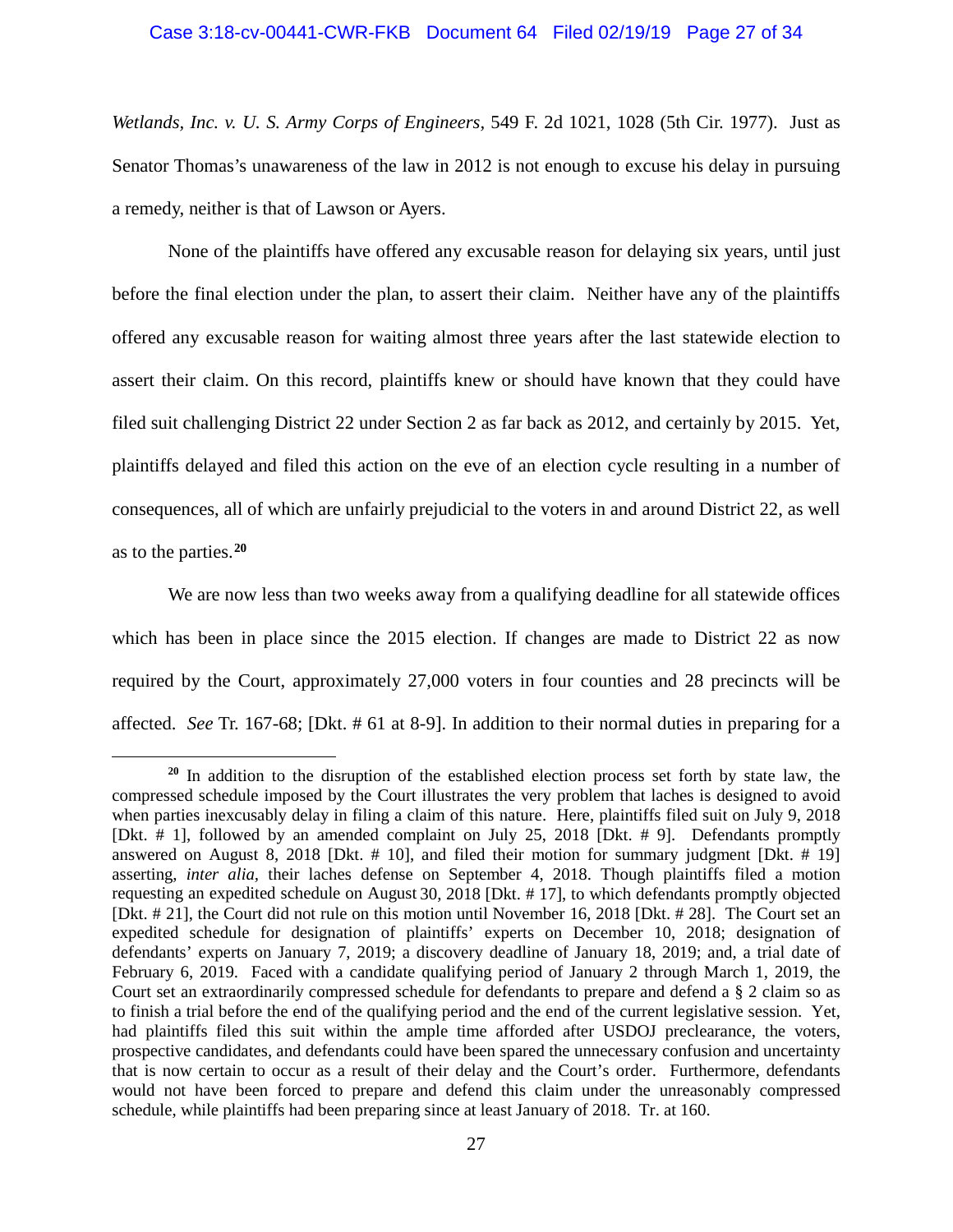*Wetlands, Inc. v. U. S. Army Corps of Engineers*, 549 F. 2d 1021, 1028 (5th Cir. 1977). Just as Senator Thomas's unawareness of the law in 2012 is not enough to excuse his delay in pursuing a remedy, neither is that of Lawson or Ayers.

None of the plaintiffs have offered any excusable reason for delaying six years, until just before the final election under the plan, to assert their claim. Neither have any of the plaintiffs offered any excusable reason for waiting almost three years after the last statewide election to assert their claim. On this record, plaintiffs knew or should have known that they could have filed suit challenging District 22 under Section 2 as far back as 2012, and certainly by 2015. Yet, plaintiffs delayed and filed this action on the eve of an election cycle resulting in a number of consequences, all of which are unfairly prejudicial to the voters in and around District 22, as well as to the parties.[20]

We are now less than two weeks away from a qualifying deadline for all statewide offices which has been in place since the 2015 election. If changes are made to District 22 as now required by the Court, approximately 27,000 voters in four counties and 28 precincts will be affected. *See* Tr. 167-68; [Dkt. # 61 at 8-9]. In addition to their normal duties in preparing for a

---

[20] In addition to the disruption of the established election process set forth by state law, the compressed schedule imposed by the Court illustrates the very problem that laches is designed to avoid when parties inexcusably delay in filing a claim of this nature. Here, plaintiffs filed suit on July 9, 2018 [Dkt. # 1], followed by an amended complaint on July 25, 2018 [Dkt. # 9]. Defendants promptly answered on August 8, 2018 [Dkt. # 10], and filed their motion for summary judgment [Dkt. # 19] asserting, *inter alia*, their laches defense on September 4, 2018. Though plaintiffs filed a motion requesting an expedited schedule on August 30, 2018 [Dkt. # 17], to which defendants promptly objected [Dkt. # 21], the Court did not rule on this motion until November 16, 2018 [Dkt. # 28]. The Court set an expedited schedule for designation of plaintiffs' experts on December 10, 2018; designation of defendants' experts on January 7, 2019; a discovery deadline of January 18, 2019; and, a trial date of February 6, 2019. Faced with a candidate qualifying period of January 2 through March 1, 2019, the Court set an extraordinarily compressed schedule for defendants to prepare and defend a § 2 claim so as to finish a trial before the end of the qualifying period and the end of the current legislative session. Yet, had plaintiffs filed this suit within the ample time afforded after USDOJ preclearance, the voters, prospective candidates, and defendants could have been spared the unnecessary confusion and uncertainty that is now certain to occur as a result of their delay and the Court's order. Furthermore, defendants would not have been forced to prepare and defend this claim under the unreasonably compressed schedule, while plaintiffs had been preparing since at least January of 2018. Tr. at 160.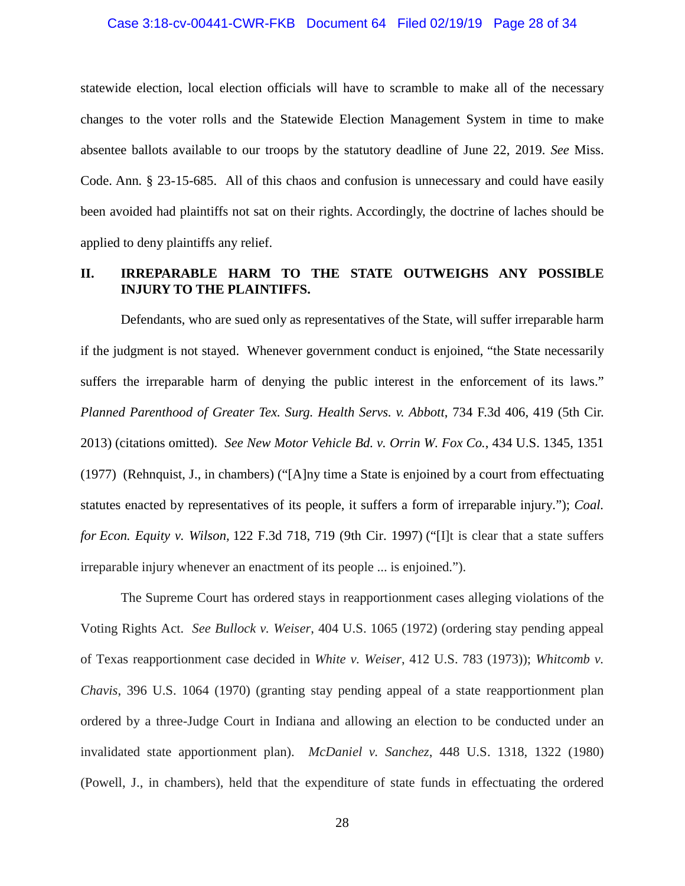statewide election, local election officials will have to scramble to make all of the necessary changes to the voter rolls and the Statewide Election Management System in time to make absentee ballots available to our troops by the statutory deadline of June 22, 2019. *See* Miss. Code. Ann. § 23-15-685. All of this chaos and confusion is unnecessary and could have easily been avoided had plaintiffs not sat on their rights. Accordingly, the doctrine of laches should be applied to deny plaintiffs any relief.

## II. IRREPARABLE HARM TO THE STATE OUTWEIGHS ANY POSSIBLE INJURY TO THE PLAINTIFFS.

Defendants, who are sued only as representatives of the State, will suffer irreparable harm if the judgment is not stayed. Whenever government conduct is enjoined, "the State necessarily suffers the irreparable harm of denying the public interest in the enforcement of its laws." *Planned Parenthood of Greater Tex. Surg. Health Servs. v. Abbott*, 734 F.3d 406, 419 (5th Cir. 2013) (citations omitted). *See New Motor Vehicle Bd. v. Orrin W. Fox Co.*, 434 U.S. 1345, 1351 (1977) (Rehnquist, J., in chambers) ("[A]ny time a State is enjoined by a court from effectuating statutes enacted by representatives of its people, it suffers a form of irreparable injury."); *Coal. for Econ. Equity v. Wilson*, 122 F.3d 718, 719 (9th Cir. 1997) ("[I]t is clear that a state suffers irreparable injury whenever an enactment of its people ... is enjoined.").

The Supreme Court has ordered stays in reapportionment cases alleging violations of the Voting Rights Act. *See Bullock v. Weiser*, 404 U.S. 1065 (1972) (ordering stay pending appeal of Texas reapportionment case decided in *White v. Weiser*, 412 U.S. 783 (1973)); *Whitcomb v. Chavis*, 396 U.S. 1064 (1970) (granting stay pending appeal of a state reapportionment plan ordered by a three-Judge Court in Indiana and allowing an election to be conducted under an invalidated state apportionment plan). *McDaniel v. Sanchez*, 448 U.S. 1318, 1322 (1980) (Powell, J., in chambers), held that the expenditure of state funds in effectuating the ordered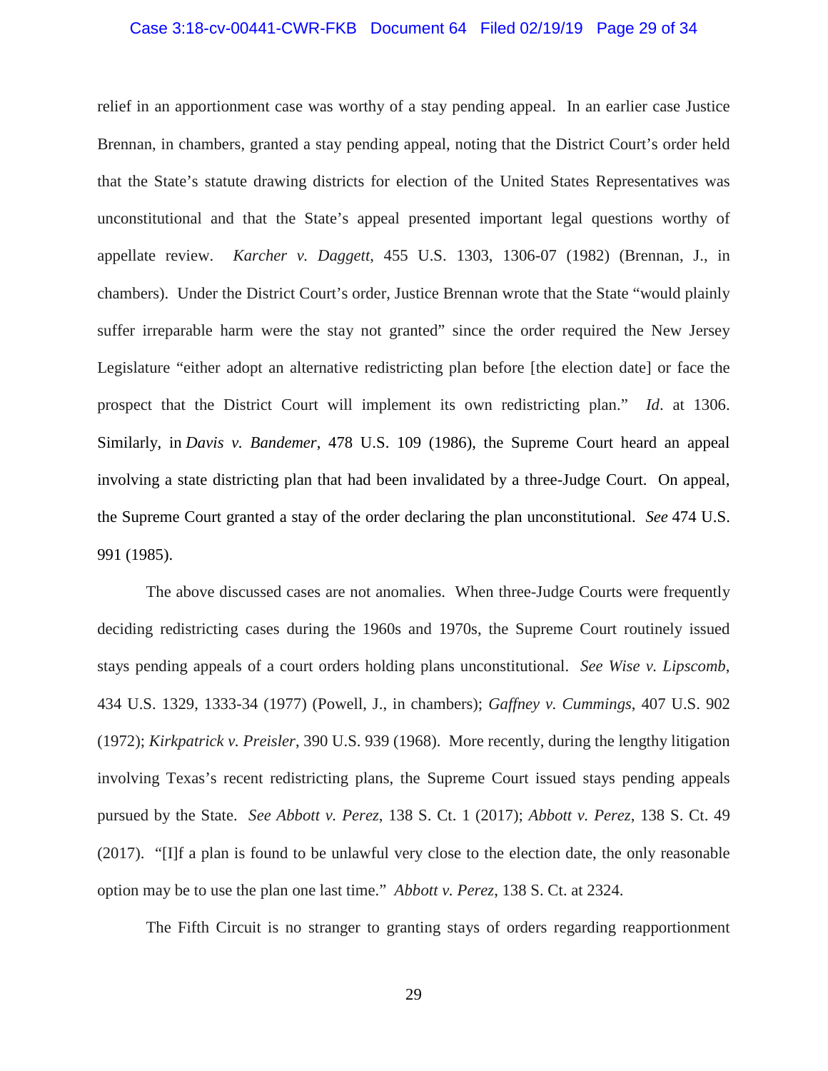relief in an apportionment case was worthy of a stay pending appeal. In an earlier case Justice Brennan, in chambers, granted a stay pending appeal, noting that the District Court's order held that the State's statute drawing districts for election of the United States Representatives was unconstitutional and that the State's appeal presented important legal questions worthy of appellate review. *Karcher v. Daggett*, 455 U.S. 1303, 1306-07 (1982) (Brennan, J., in chambers). Under the District Court's order, Justice Brennan wrote that the State "would plainly suffer irreparable harm were the stay not granted" since the order required the New Jersey Legislature "either adopt an alternative redistricting plan before [the election date] or face the prospect that the District Court will implement its own redistricting plan." *Id*. at 1306. Similarly, in *Davis v. Bandemer*, 478 U.S. 109 (1986), the Supreme Court heard an appeal involving a state districting plan that had been invalidated by a three-Judge Court. On appeal, the Supreme Court granted a stay of the order declaring the plan unconstitutional. *See* 474 U.S. 991 (1985).

The above discussed cases are not anomalies. When three-Judge Courts were frequently deciding redistricting cases during the 1960s and 1970s, the Supreme Court routinely issued stays pending appeals of a court orders holding plans unconstitutional. *See Wise v. Lipscomb*, 434 U.S. 1329, 1333-34 (1977) (Powell, J., in chambers); *Gaffney v. Cummings*, 407 U.S. 902 (1972); *Kirkpatrick v. Preisler*, 390 U.S. 939 (1968). More recently, during the lengthy litigation involving Texas's recent redistricting plans, the Supreme Court issued stays pending appeals pursued by the State. *See Abbott v. Perez*, 138 S. Ct. 1 (2017); *Abbott v. Perez*, 138 S. Ct. 49 (2017). "[I]f a plan is found to be unlawful very close to the election date, the only reasonable option may be to use the plan one last time." *Abbott v. Perez*, 138 S. Ct. at 2324.

The Fifth Circuit is no stranger to granting stays of orders regarding reapportionment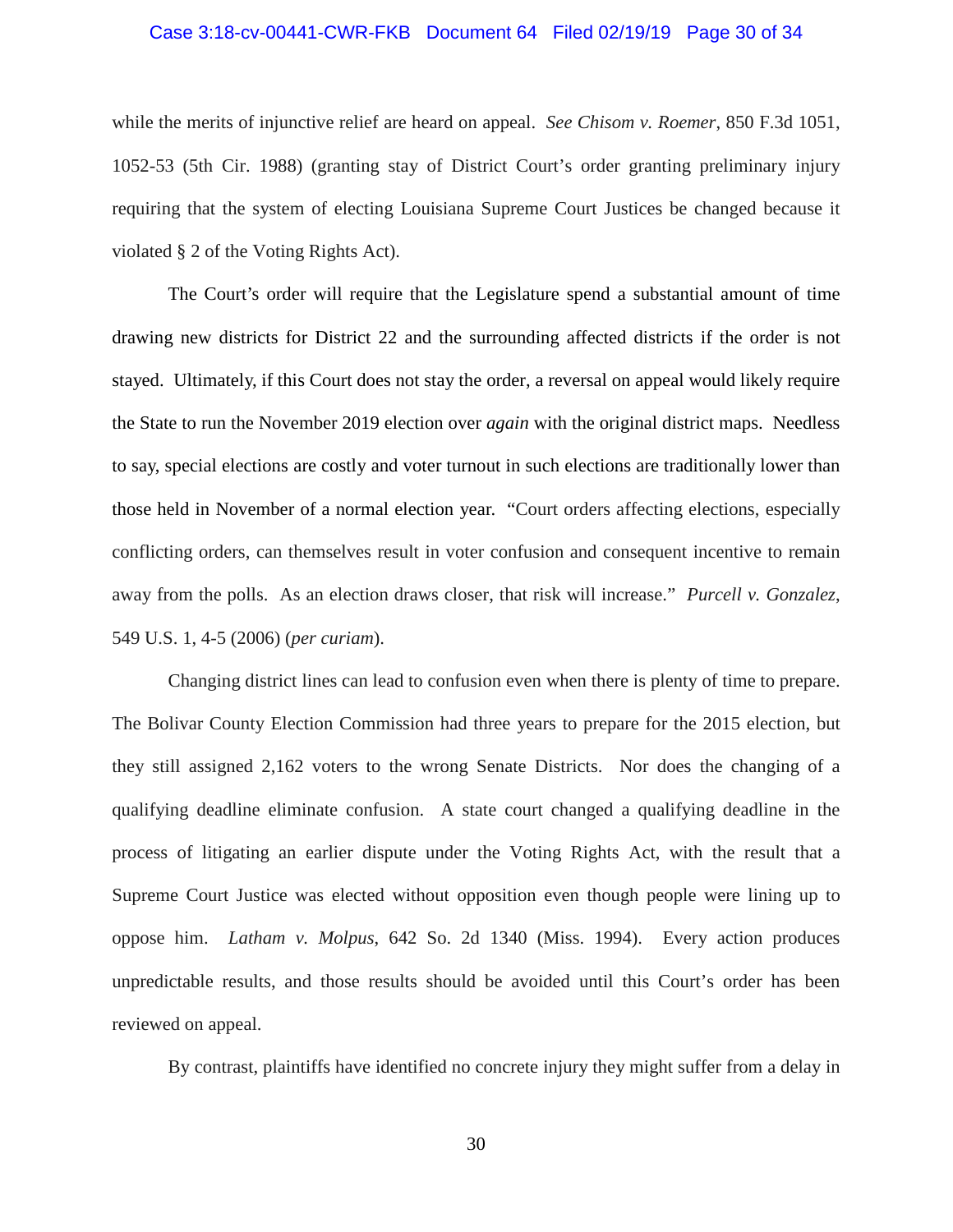while the merits of injunctive relief are heard on appeal. *See Chisom v. Roemer*, 850 F.3d 1051, 1052-53 (5th Cir. 1988) (granting stay of District Court's order granting preliminary injury requiring that the system of electing Louisiana Supreme Court Justices be changed because it violated § 2 of the Voting Rights Act).

The Court's order will require that the Legislature spend a substantial amount of time drawing new districts for District 22 and the surrounding affected districts if the order is not stayed. Ultimately, if this Court does not stay the order, a reversal on appeal would likely require the State to run the November 2019 election over *again* with the original district maps. Needless to say, special elections are costly and voter turnout in such elections are traditionally lower than those held in November of a normal election year. "Court orders affecting elections, especially conflicting orders, can themselves result in voter confusion and consequent incentive to remain away from the polls. As an election draws closer, that risk will increase." *Purcell v. Gonzalez*, 549 U.S. 1, 4-5 (2006) (*per curiam*).

Changing district lines can lead to confusion even when there is plenty of time to prepare. The Bolivar County Election Commission had three years to prepare for the 2015 election, but they still assigned 2,162 voters to the wrong Senate Districts. Nor does the changing of a qualifying deadline eliminate confusion. A state court changed a qualifying deadline in the process of litigating an earlier dispute under the Voting Rights Act, with the result that a Supreme Court Justice was elected without opposition even though people were lining up to oppose him. *Latham v. Molpus*, 642 So. 2d 1340 (Miss. 1994). Every action produces unpredictable results, and those results should be avoided until this Court's order has been reviewed on appeal.

By contrast, plaintiffs have identified no concrete injury they might suffer from a delay in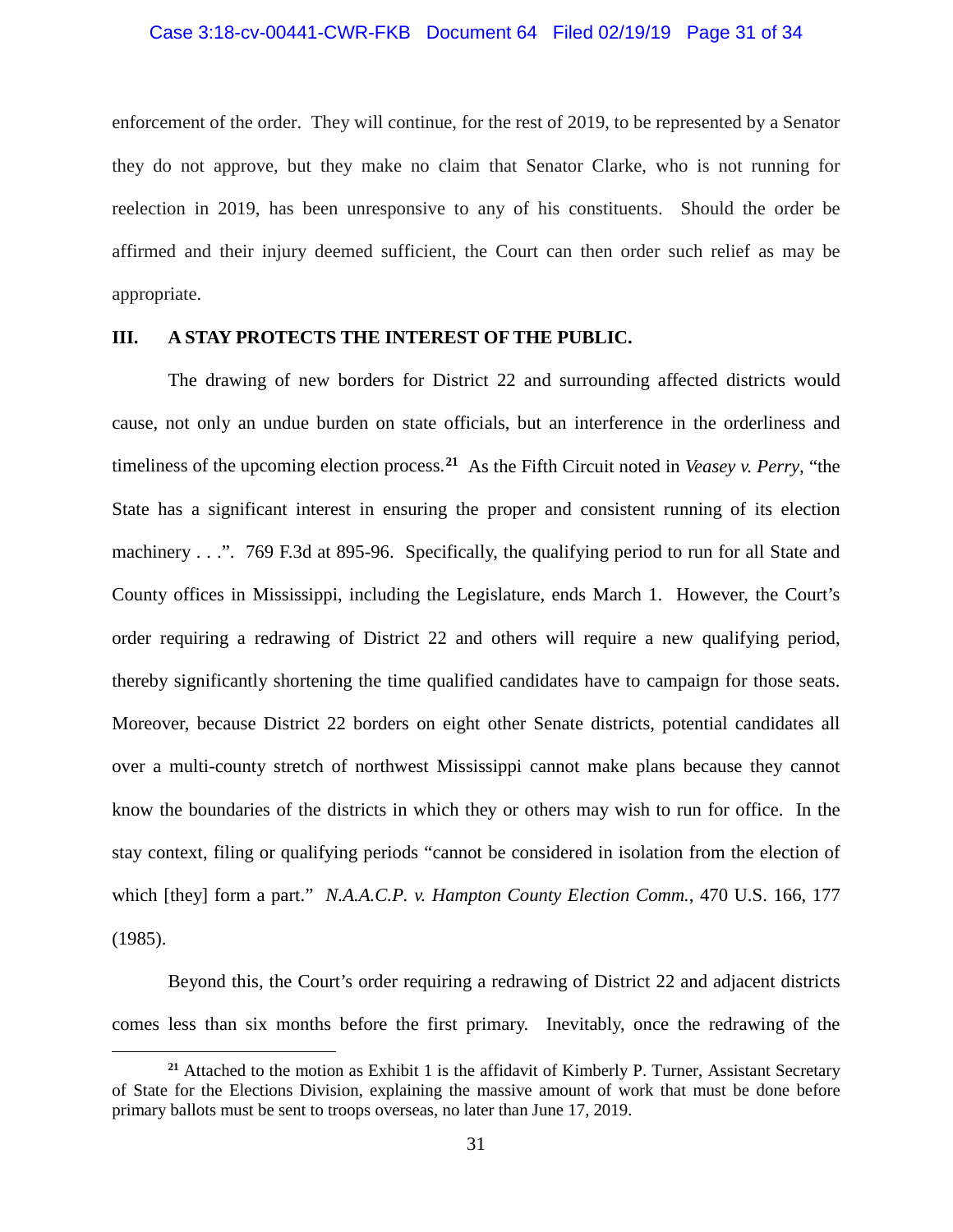enforcement of the order. They will continue, for the rest of 2019, to be represented by a Senator they do not approve, but they make no claim that Senator Clarke, who is not running for reelection in 2019, has been unresponsive to any of his constituents. Should the order be affirmed and their injury deemed sufficient, the Court can then order such relief as may be appropriate.

## III. A STAY PROTECTS THE INTEREST OF THE PUBLIC.

The drawing of new borders for District 22 and surrounding affected districts would cause, not only an undue burden on state officials, but an interference in the orderliness and timeliness of the upcoming election process.[21] As the Fifth Circuit noted in *Veasey v. Perry*, "the State has a significant interest in ensuring the proper and consistent running of its election machinery . . .". 769 F.3d at 895-96. Specifically, the qualifying period to run for all State and County offices in Mississippi, including the Legislature, ends March 1. However, the Court's order requiring a redrawing of District 22 and others will require a new qualifying period, thereby significantly shortening the time qualified candidates have to campaign for those seats. Moreover, because District 22 borders on eight other Senate districts, potential candidates all over a multi-county stretch of northwest Mississippi cannot make plans because they cannot know the boundaries of the districts in which they or others may wish to run for office. In the stay context, filing or qualifying periods "cannot be considered in isolation from the election of which [they] form a part." *N.A.A.C.P. v. Hampton County Election Comm.*, 470 U.S. 166, 177 (1985).

Beyond this, the Court's order requiring a redrawing of District 22 and adjacent districts comes less than six months before the first primary. Inevitably, once the redrawing of the

---

[21] Attached to the motion as Exhibit 1 is the affidavit of Kimberly P. Turner, Assistant Secretary of State for the Elections Division, explaining the massive amount of work that must be done before primary ballots must be sent to troops overseas, no later than June 17, 2019.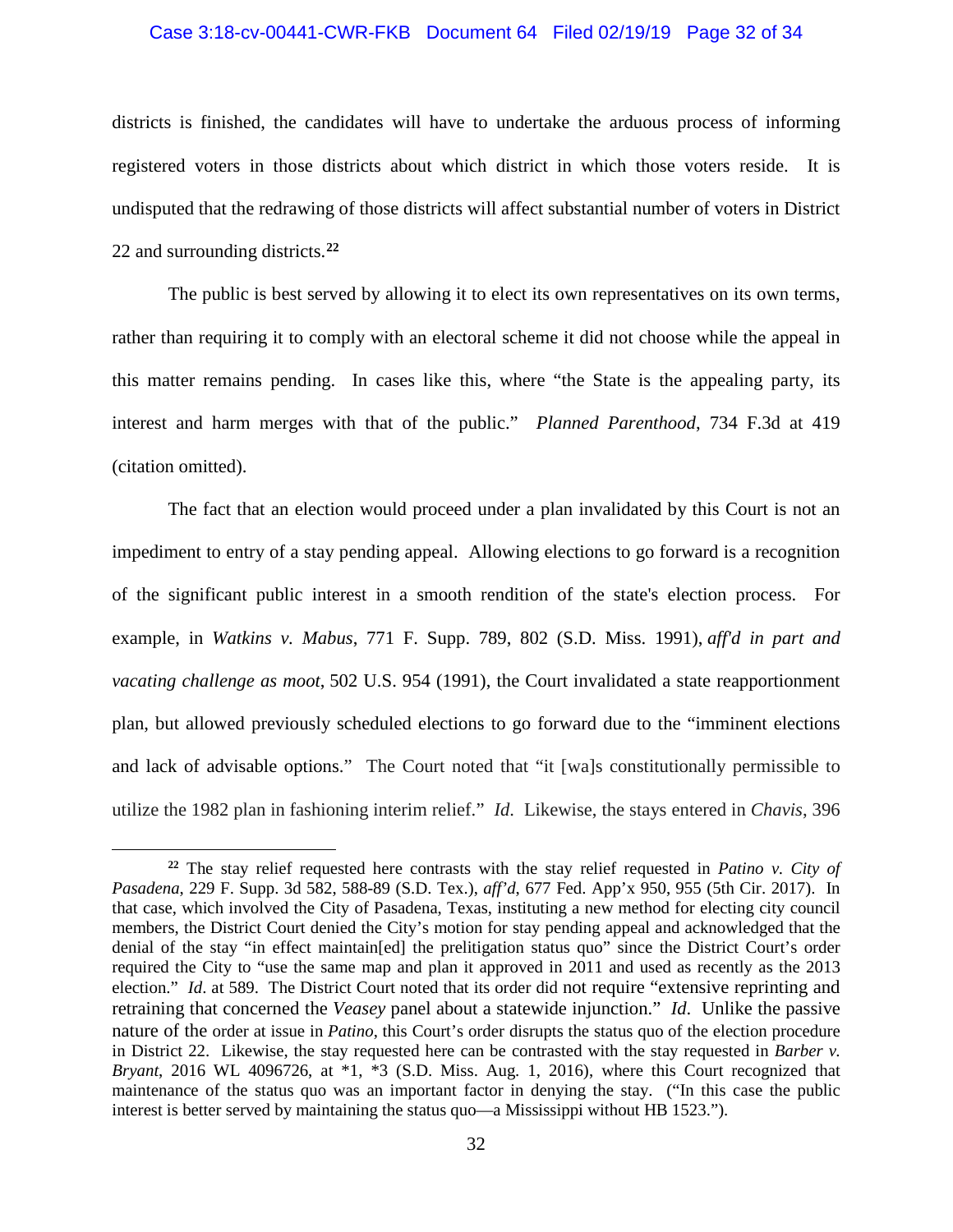districts is finished, the candidates will have to undertake the arduous process of informing registered voters in those districts about which district in which those voters reside. It is undisputed that the redrawing of those districts will affect substantial number of voters in District 22 and surrounding districts.[22]

The public is best served by allowing it to elect its own representatives on its own terms, rather than requiring it to comply with an electoral scheme it did not choose while the appeal in this matter remains pending. In cases like this, where "the State is the appealing party, its interest and harm merges with that of the public." *Planned Parenthood*, 734 F.3d at 419 (citation omitted).

The fact that an election would proceed under a plan invalidated by this Court is not an impediment to entry of a stay pending appeal. Allowing elections to go forward is a recognition of the significant public interest in a smooth rendition of the state's election process. For example, in *Watkins v. Mabus*, 771 F. Supp. 789, 802 (S.D. Miss. 1991), *aff'd in part and vacating challenge as moot*, 502 U.S. 954 (1991), the Court invalidated a state reapportionment plan, but allowed previously scheduled elections to go forward due to the "imminent elections and lack of advisable options." The Court noted that "it [wa]s constitutionally permissible to utilize the 1982 plan in fashioning interim relief." *Id*. Likewise, the stays entered in *Chavis*, 396

---

[22] The stay relief requested here contrasts with the stay relief requested in *Patino v. City of Pasadena*, 229 F. Supp. 3d 582, 588-89 (S.D. Tex.), *aff'd*, 677 Fed. App'x 950, 955 (5th Cir. 2017). In that case, which involved the City of Pasadena, Texas, instituting a new method for electing city council members, the District Court denied the City's motion for stay pending appeal and acknowledged that the denial of the stay "in effect maintain[ed] the prelitigation status quo" since the District Court's order required the City to "use the same map and plan it approved in 2011 and used as recently as the 2013 election." *Id*. at 589. The District Court noted that its order did not require "extensive reprinting and retraining that concerned the *Veasey* panel about a statewide injunction." *Id*. Unlike the passive nature of the order at issue in *Patino*, this Court's order disrupts the status quo of the election procedure in District 22. Likewise, the stay requested here can be contrasted with the stay requested in *Barber v. Bryant*, 2016 WL 4096726, at *1, *3 (S.D. Miss. Aug. 1, 2016), where this Court recognized that maintenance of the status quo was an important factor in denying the stay. ("In this case the public interest is better served by maintaining the status quo—a Mississippi without HB 1523.").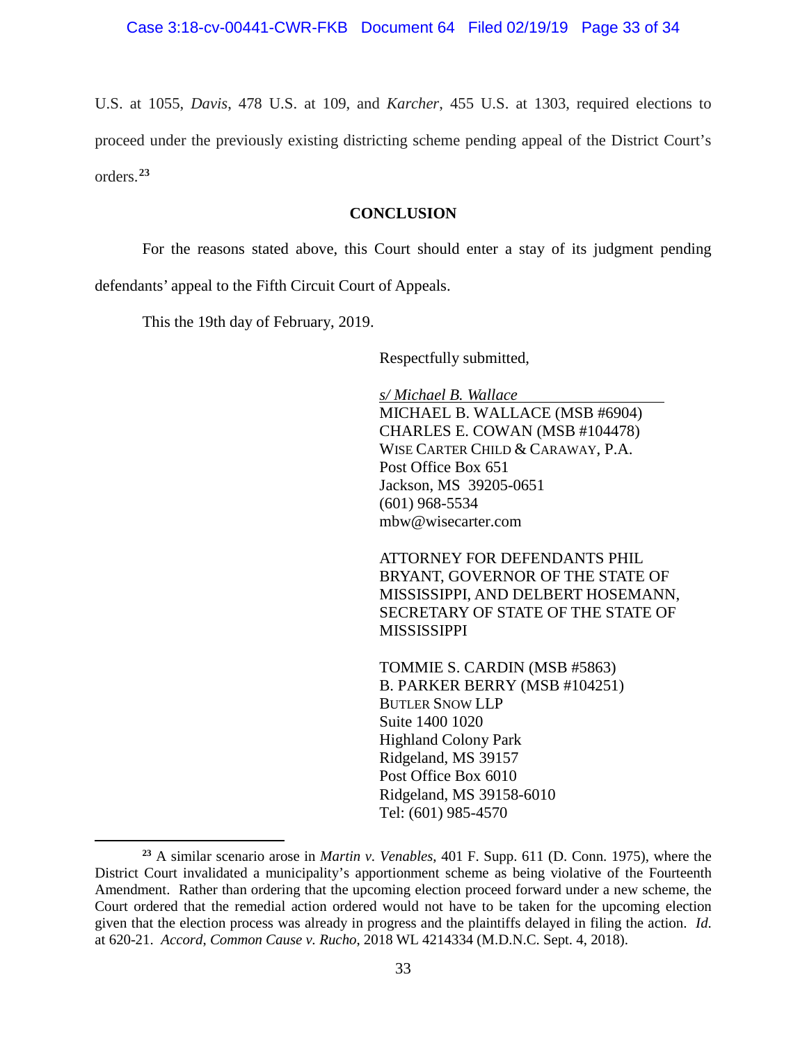U.S. at 1055, *Davis*, 478 U.S. at 109, and *Karcher*, 455 U.S. at 1303, required elections to proceed under the previously existing districting scheme pending appeal of the District Court's orders.[23]

## CONCLUSION

For the reasons stated above, this Court should enter a stay of its judgment pending defendants' appeal to the Fifth Circuit Court of Appeals.

This the 19th day of February, 2019.

Respectfully submitted,

*s/ Michael B. Wallace*
MICHAEL B. WALLACE (MSB #6904)
CHARLES E. COWAN (MSB #104478)
WISE CARTER CHILD & CARAWAY, P.A.
Post Office Box 651
Jackson, MS 39205-0651
(601) 968-5534
mbw@wisecarter.com

ATTORNEY FOR DEFENDANTS PHIL BRYANT, GOVERNOR OF THE STATE OF MISSISSIPPI, AND DELBERT HOSEMANN, SECRETARY OF STATE OF THE STATE OF MISSISSIPPI

TOMMIE S. CARDIN (MSB #5863)
B. PARKER BERRY (MSB #104251)
BUTLER SNOW LLP
Suite 1400 1020
Highland Colony Park
Ridgeland, MS 39157
Post Office Box 6010
Ridgeland, MS 39158-6010
Tel: (601) 985-4570

---

[23] A similar scenario arose in *Martin v. Venables*, 401 F. Supp. 611 (D. Conn. 1975), where the District Court invalidated a municipality's apportionment scheme as being violative of the Fourteenth Amendment. Rather than ordering that the upcoming election proceed forward under a new scheme, the Court ordered that the remedial action ordered would not have to be taken for the upcoming election given that the election process was already in progress and the plaintiffs delayed in filing the action. *Id.* at 620-21. *Accord*, *Common Cause v. Rucho*, 2018 WL 4214334 (M.D.N.C. Sept. 4, 2018).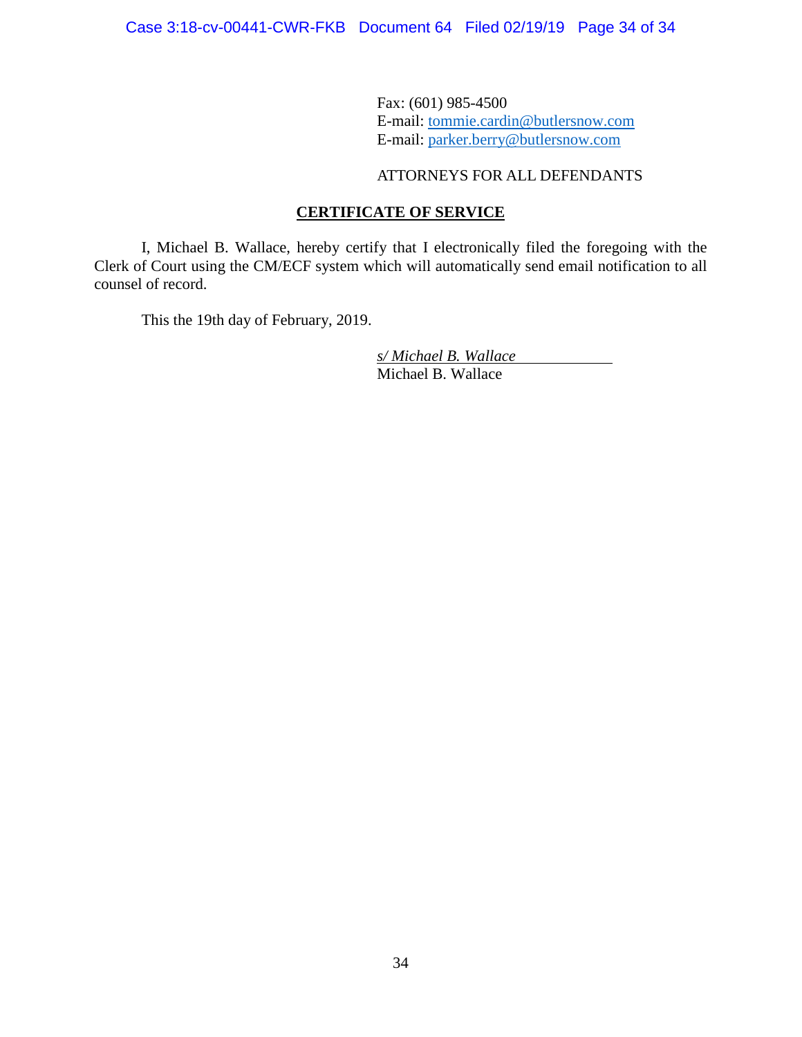Fax: (601) 985-4500
E-mail: tommie.cardin@butlersnow.com
E-mail: parker.berry@butlersnow.com

ATTORNEYS FOR ALL DEFENDANTS

## CERTIFICATE OF SERVICE

I, Michael B. Wallace, hereby certify that I electronically filed the foregoing with the Clerk of Court using the CM/ECF system which will automatically send email notification to all counsel of record.

This the 19th day of February, 2019.

*s/ Michael B. Wallace*
Michael B. Wallace